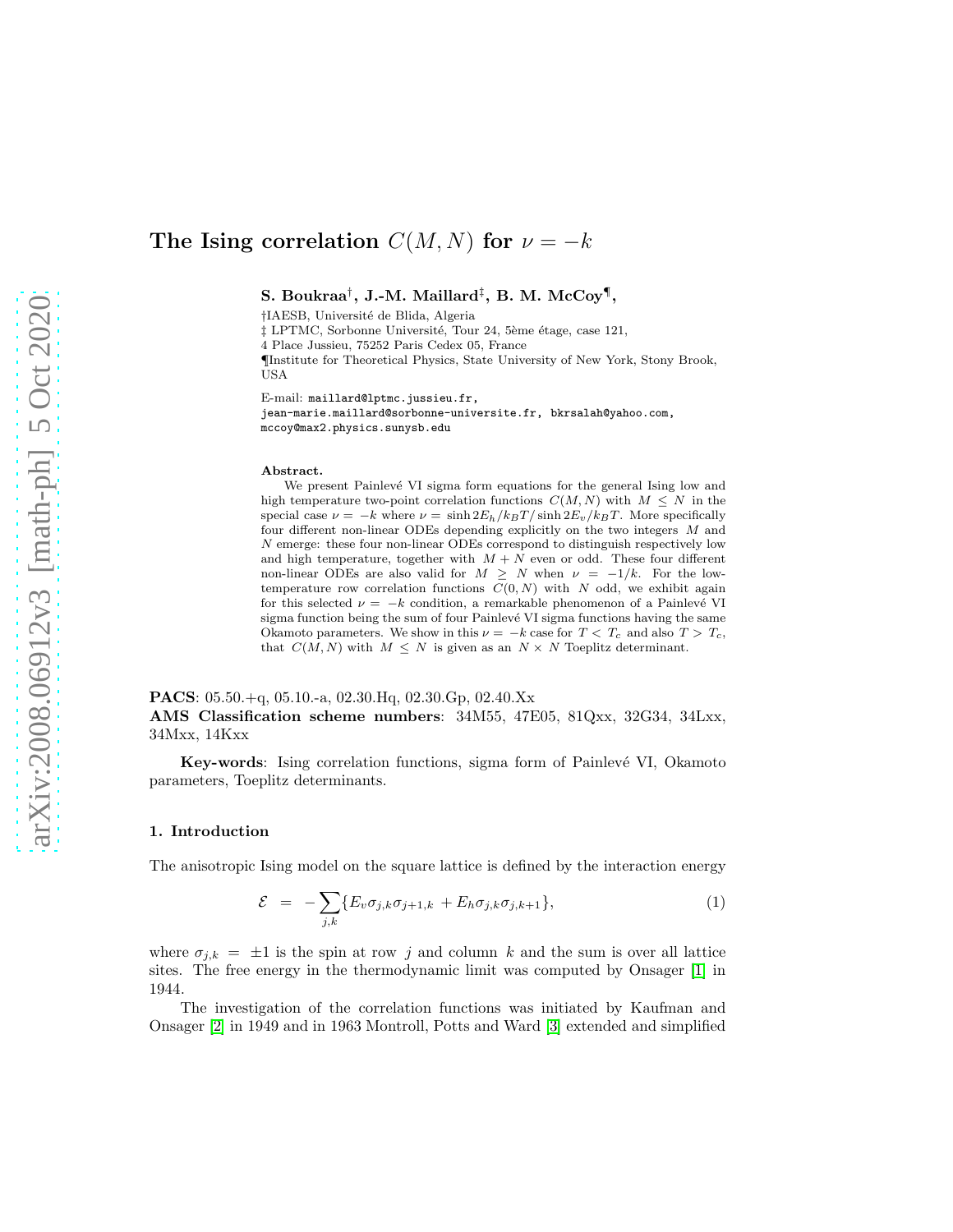# The Ising correlation $C(M, N)$ for $\nu = -k$

**S. Boukraa**[†], **J.-M. Maillard**[‡], **B. M. McCoy**[¶],

†IAESB, Université de Blida, Algeria
‡ LPTMC, Sorbonne Université, Tour 24, 5ème étage, case 121,
4 Place Jussieu, 75252 Paris Cedex 05, France
¶Institute for Theoretical Physics, State University of New York, Stony Brook, USA

E-mail: maillard@lptmc.jussieu.fr,
jean-marie.maillard@sorbonne-universite.fr, bkrsalah@yahoo.com,
mccoy@max2.physics.sunysb.edu

**Abstract.**
We present Painlevé VI sigma form equations for the general Ising low and high temperature two-point correlation functions $C(M, N)$ with $M \le N$ in the special case $\nu = -k$ where $\nu = \sinh 2E_h/k_BT/\sinh 2E_v/k_BT$. More specifically four different non-linear ODEs depending explicitly on the two integers $M$ and $N$ emerge: these four non-linear ODEs correspond to distinguish respectively low and high temperature, together with $M + N$ even or odd. These four different non-linear ODEs are also valid for $M \ge N$ when $\nu = -1/k$. For the low-temperature row correlation functions $C(0, N)$ with $N$ odd, we exhibit again for this selected $\nu = -k$ condition, a remarkable phenomenon of a Painlevé VI sigma function being the sum of four Painlevé VI sigma functions having the same Okamoto parameters. We show in this $\nu = -k$ case for $T < T_c$ and also $T > T_c$, that $C(M, N)$ with $M \le N$ is given as an $N \times N$ Toeplitz determinant.

**PACS**: 05.50.+q, 05.10.-a, 02.30.Hq, 02.30.Gp, 02.40.Xx
**AMS Classification scheme numbers**: 34M55, 47E05, 81Qxx, 32G34, 34Lxx, 34Mxx, 14Kxx

**Key-words**: Ising correlation functions, sigma form of Painlevé VI, Okamoto parameters, Toeplitz determinants.

## 1. Introduction

The anisotropic Ising model on the square lattice is defined by the interaction energy

$$\mathcal{E} \;=\; -\sum_{j,k} \{ E_v \sigma_{j,k}\sigma_{j+1,k} \, + E_h \sigma_{j,k}\sigma_{j,k+1} \}, \tag{1}$$

where $\sigma_{j,k} = \pm 1$ is the spin at row $j$ and column $k$ and the sum is over all lattice sites. The free energy in the thermodynamic limit was computed by Onsager [1] in 1944.

The investigation of the correlation functions was initiated by Kaufman and Onsager [2] in 1949 and in 1963 Montroll, Potts and Ward [3] extended and simplified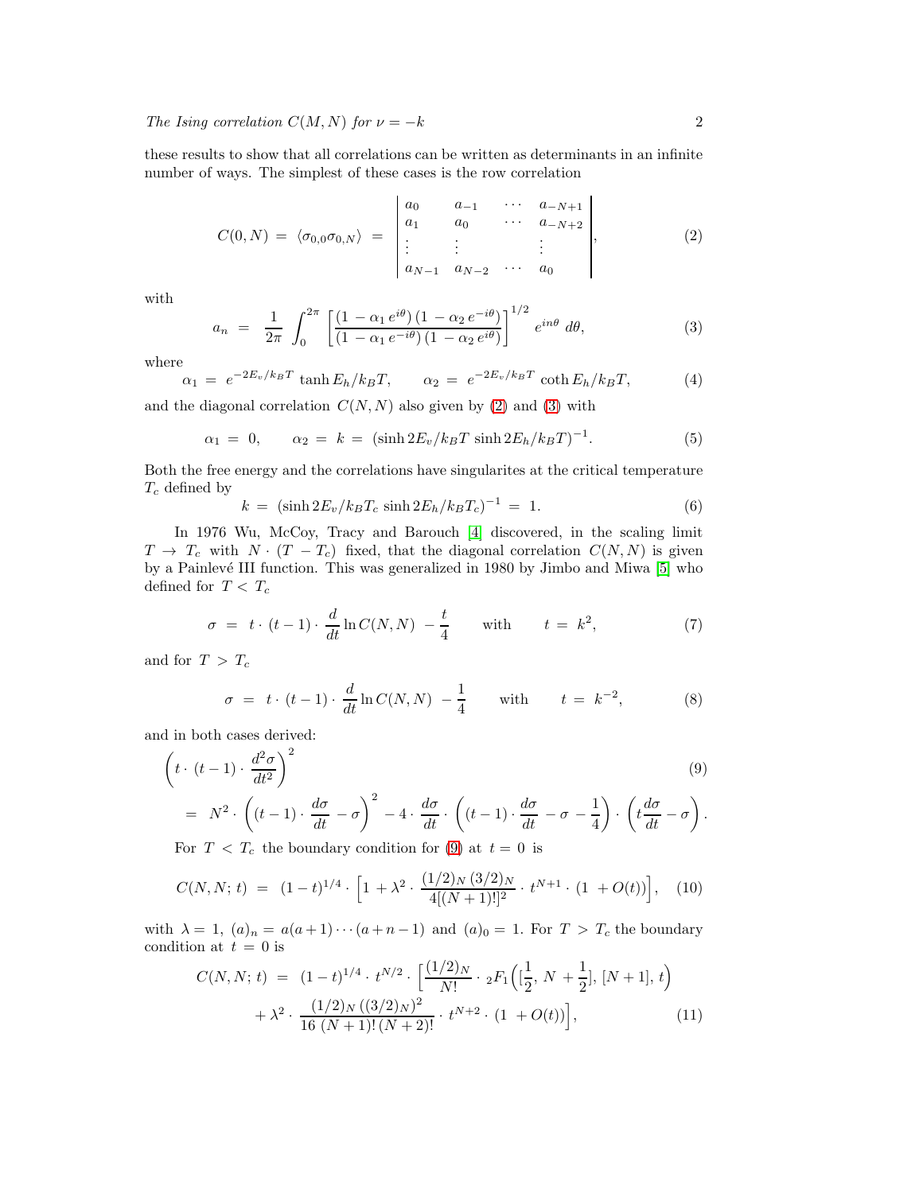these results to show that all correlations can be written as determinants in an infinite number of ways. The simplest of these cases is the row correlation

$$C(0,N) \;=\; \langle \sigma_{0,0}\sigma_{0,N}\rangle \;=\; \left| \begin{array}{llll} a_0 & a_{-1} & \cdots & a_{-N+1} \\ a_1 & a_0 & \cdots & a_{-N+2} \\ \vdots & \vdots & & \vdots \\ a_{N-1} & a_{N-2} & \cdots & a_0 \end{array} \right|, \tag{2}$$

with

$$a_n \;=\; \frac{1}{2\pi}\int_0^{2\pi} \Bigl[\frac{(1\,-\,\alpha_1\, e^{i\theta})\,(1\,-\,\alpha_2\, e^{-i\theta})}{(1\,-\,\alpha_1\, e^{-i\theta})\,(1\,-\,\alpha_2\, e^{i\theta})}\Bigr]^{1/2} \, e^{in\theta}\;d\theta, \tag{3}$$

where

$$\alpha_1 \;=\; e^{-2E_v/k_BT}\,\tanh E_h/k_BT, \qquad \alpha_2 \;=\; e^{-2E_v/k_BT}\,\coth E_h/k_BT, \tag{4}$$

and the diagonal correlation $C(N,N)$ also given by (2) and (3) with

$$\alpha_1 \;=\; 0, \qquad \alpha_2 \;=\; k \;=\; (\sinh 2E_v/k_BT\,\sinh 2E_h/k_BT)^{-1}. \tag{5}$$

Both the free energy and the correlations have singularites at the critical temperature $T_c$ defined by

$$k \;=\; (\sinh 2E_v/k_BT_c\,\sinh 2E_h/k_BT_c)^{-1} \;=\; 1. \tag{6}$$

In 1976 Wu, McCoy, Tracy and Barouch [4] discovered, in the scaling limit $T \,\rightarrow\, T_c$ with $N\cdot(T\,-\,T_c)$ fixed, that the diagonal correlation $C(N,N)$ is given by a Painlevé III function. This was generalized in 1980 by Jimbo and Miwa [5] who defined for $T \,<\, T_c$

$$\sigma \;=\; t\cdot(t-1)\cdot\frac{d}{dt}\ln C(N,N) \;-\frac{t}{4} \qquad \text{with} \qquad t \;=\; k^2, \tag{7}$$

and for $T \,>\, T_c$

$$\sigma \;=\; t\cdot(t-1)\cdot\frac{d}{dt}\ln C(N,N) \;-\frac{1}{4} \qquad \text{with} \qquad t \;=\; k^{-2}, \tag{8}$$

and in both cases derived:

$$\begin{aligned} &\Bigl(t\cdot(t-1)\cdot\frac{d^2\sigma}{dt^2}\Bigr)^2 \\ &\quad=\; N^2\cdot\Bigl((t-1)\cdot\frac{d\sigma}{dt}-\sigma\Bigr)^2 \,-\,4\cdot\frac{d\sigma}{dt}\cdot\Bigl((t-1)\cdot\frac{d\sigma}{dt}-\sigma-\frac{1}{4}\Bigr)\cdot\Bigl(t\frac{d\sigma}{dt}-\sigma\Bigr). \end{aligned} \tag{9}$$

For $T \,<\, T_c$ the boundary condition for (9) at $t\,=\,0$ is

$$C(N,N;\,t) \;=\; (1-t)^{1/4}\cdot\Bigl[1+\lambda^2\cdot\frac{(1/2)_N\,(3/2)_N}{4[(N+1)!]^2}\cdot t^{N+1}\cdot(1\;+O(t))\Bigr], \tag{10}$$

with $\lambda\,=\,1$, $(a)_n\,=\,a(a+1)\cdots(a+n-1)$ and $(a)_0\,=\,1$. For $T \,>\, T_c$ the boundary condition at $t\,=\,0$ is

$$\begin{aligned} C(N,N;\,t) \;=\; &(1-t)^{1/4}\cdot t^{N/2}\cdot\Bigl[\frac{(1/2)_N}{N!}\cdot{}_2F_1\Bigl([\frac{1}{2},\,N+\frac{1}{2}],\,[N+1],\,t\Bigr) \\ &+\lambda^2\cdot\frac{(1/2)_N\,((3/2)_N)^2}{16\,(N+1)!\,(N+2)!}\cdot t^{N+2}\cdot(1\;+O(t))\Bigr], \end{aligned} \tag{11}$$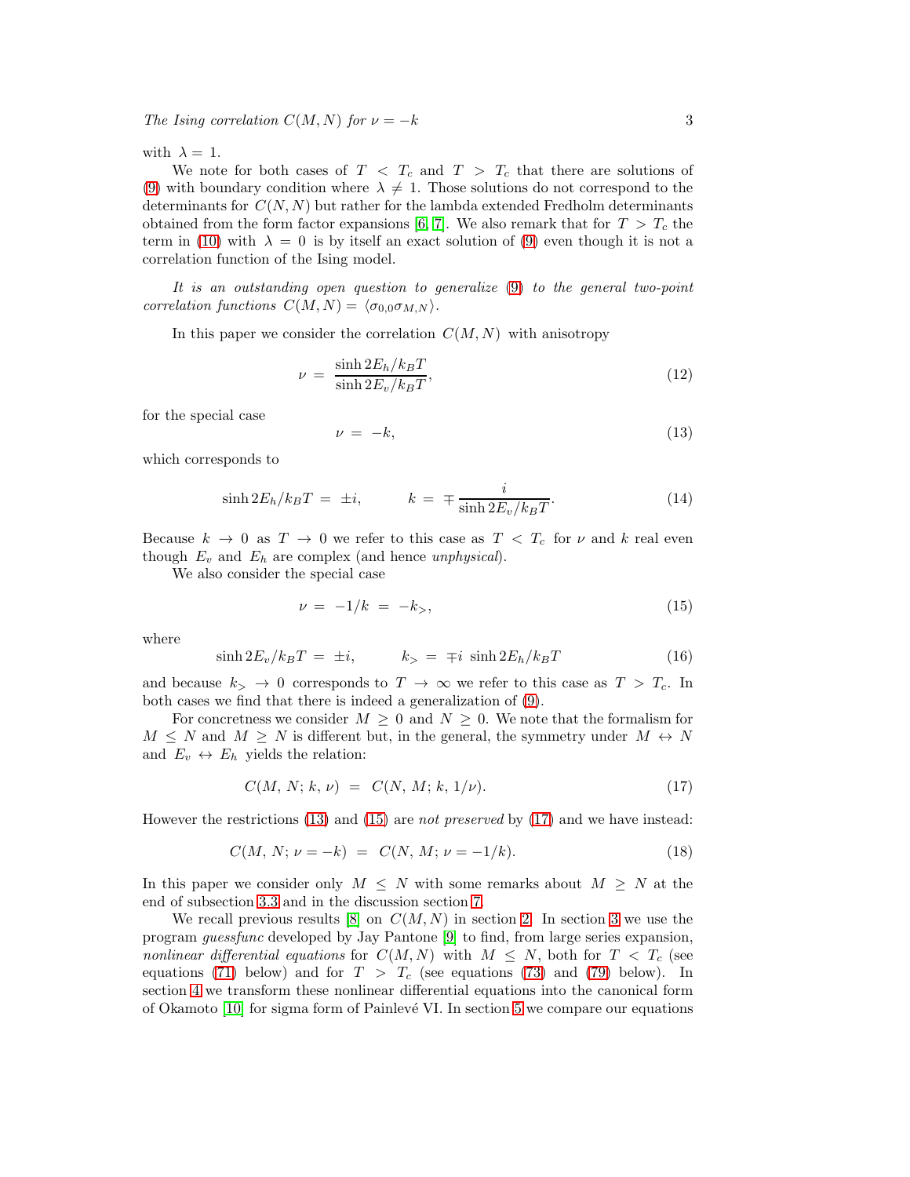with $\lambda = 1$.

We note for both cases of $T < T_c$ and $T > T_c$ that there are solutions of (9) with boundary condition where $\lambda \neq 1$. Those solutions do not correspond to the determinants for $C(N, N)$ but rather for the lambda extended Fredholm determinants obtained from the form factor expansions [6, 7]. We also remark that for $T > T_c$ the term in (10) with $\lambda = 0$ is by itself an exact solution of (9) even though it is not a correlation function of the Ising model.

*It is an outstanding open question to generalize* (9) *to the general two-point correlation functions* $C(M, N) = \langle \sigma_{0,0}\sigma_{M,N}\rangle$.

In this paper we consider the correlation $C(M, N)$ with anisotropy

$$\nu \, = \, \frac{\sinh 2E_h/k_BT}{\sinh 2E_v/k_BT}, \tag{12}$$

for the special case

$$\nu \, = \, -k, \tag{13}$$

which corresponds to

$$\sinh 2E_h/k_BT \, = \, \pm i, \qquad\qquad k \, = \, \mp \frac{i}{\sinh 2E_v/k_BT}. \tag{14}$$

Because $k \to 0$ as $T \to 0$ we refer to this case as $T < T_c$ for $\nu$ and $k$ real even though $E_v$ and $E_h$ are complex (and hence *unphysical*).

We also consider the special case

$$\nu \, = \, -1/k \, = \, -k_>, \tag{15}$$

where

$$\sinh 2E_v/k_BT \, = \, \pm i, \qquad\qquad k_> \, = \, \mp i \, \sinh 2E_h/k_BT \tag{16}$$

and because $k_> \to 0$ corresponds to $T \to \infty$ we refer to this case as $T > T_c$. In both cases we find that there is indeed a generalization of (9).

For concretness we consider $M \geq 0$ and $N \geq 0$. We note that the formalism for $M \leq N$ and $M \geq N$ is different but, in the general, the symmetry under $M \leftrightarrow N$ and $E_v \leftrightarrow E_h$ yields the relation:

$$C(M, \, N; \, k, \, \nu) \, = \, C(N, \, M; \, k, \, 1/\nu). \tag{17}$$

However the restrictions (13) and (15) are *not preserved* by (17) and we have instead:

$$C(M, \, N; \, \nu = -k) \, = \, C(N, \, M; \, \nu = -1/k). \tag{18}$$

In this paper we consider only $M \leq N$ with some remarks about $M \geq N$ at the end of subsection 3.3 and in the discussion section 7.

We recall previous results [8] on $C(M, N)$ in section 2. In section 3 we use the program *guessfunc* developed by Jay Pantone [9] to find, from large series expansion, *nonlinear differential equations* for $C(M, N)$ with $M \leq N$, both for $T < T_c$ (see equations (71) below) and for $T > T_c$ (see equations (73) and (79) below). In section 4 we transform these nonlinear differential equations into the canonical form of Okamoto [10] for sigma form of Painlevé VI. In section 5 we compare our equations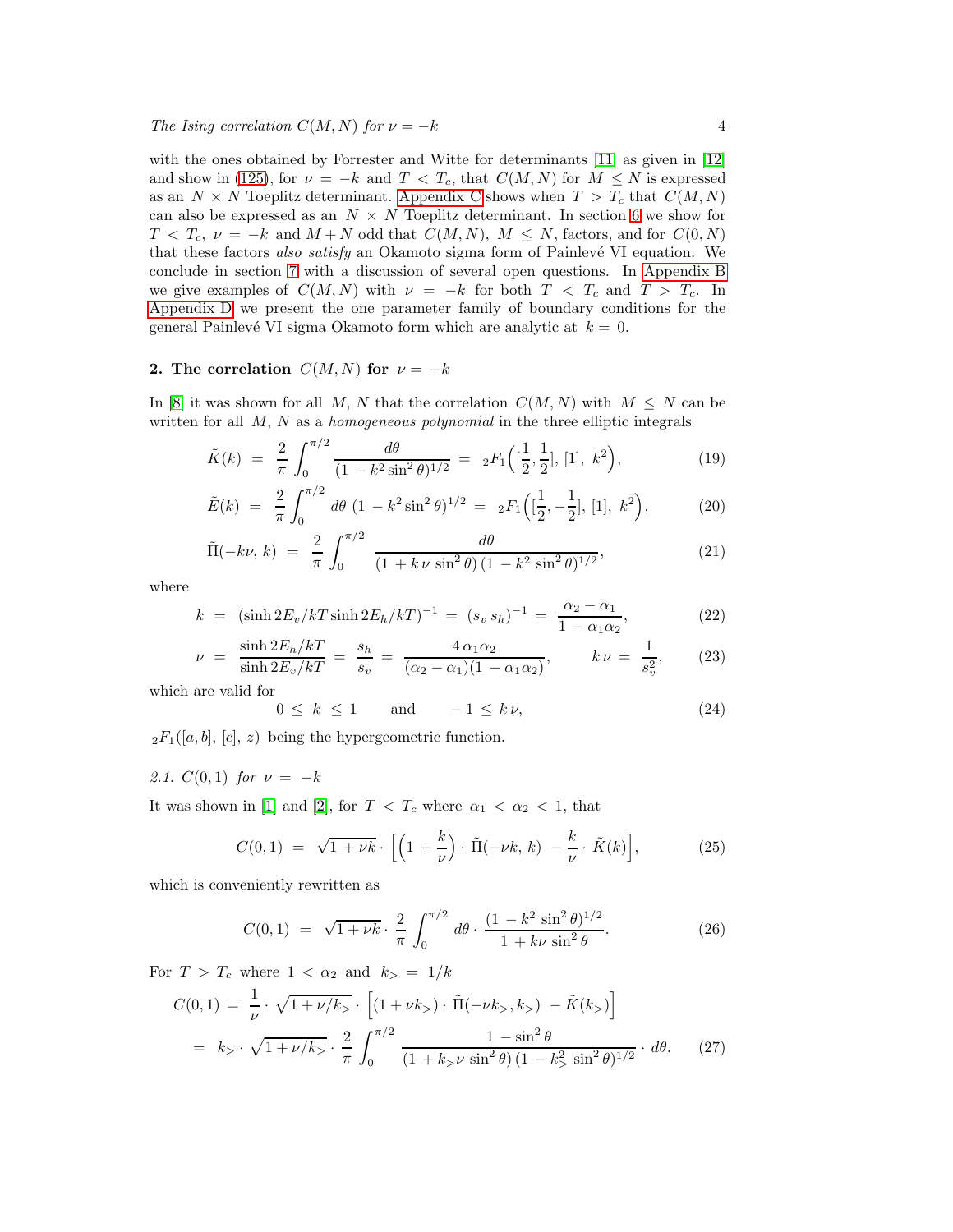with the ones obtained by Forrester and Witte for determinants [11] as given in [12] and show in (125), for $\nu = -k$ and $T < T_c$, that $C(M,N)$ for $M \le N$ is expressed as an $N \times N$ Toeplitz determinant. Appendix C shows when $T > T_c$ that $C(M,N)$ can also be expressed as an $N \times N$ Toeplitz determinant. In section 6 we show for $T < T_c$, $\nu = -k$ and $M+N$ odd that $C(M,N)$, $M \le N$, factors, and for $C(0,N)$ that these factors *also satisfy* an Okamoto sigma form of Painlevé VI equation. We conclude in section 7 with a discussion of several open questions. In Appendix B we give examples of $C(M,N)$ with $\nu = -k$ for both $T < T_c$ and $T > T_c$. In Appendix D we present the one parameter family of boundary conditions for the general Painlevé VI sigma Okamoto form which are analytic at $k = 0$.

## 2. The correlation $C(M,N)$ for $\nu = -k$

In [8] it was shown for all $M$, $N$ that the correlation $C(M,N)$ with $M \le N$ can be written for all $M$, $N$ as a *homogeneous polynomial* in the three elliptic integrals

$$\tilde{K}(k) \;=\; \frac{2}{\pi}\int_0^{\pi/2} \frac{d\theta}{(1-k^2\sin^2\theta)^{1/2}} \;=\; {}_2F_1\Big([\frac{1}{2},\frac{1}{2}],\,[1],\; k^2\Big), \tag{19}$$

$$\tilde{E}(k) \;=\; \frac{2}{\pi}\int_0^{\pi/2} d\theta\;(1-k^2\sin^2\theta)^{1/2} \;=\; {}_2F_1\Big([\frac{1}{2},-\frac{1}{2}],\,[1],\; k^2\Big), \tag{20}$$

$$\tilde{\Pi}(-k\nu,\,k) \;=\; \frac{2}{\pi}\int_0^{\pi/2} \frac{d\theta}{(1+k\,\nu\,\sin^2\theta)\,(1-k^2\,\sin^2\theta)^{1/2}}, \tag{21}$$

where

$$k \;=\; (\sinh 2E_v/kT\sinh 2E_h/kT)^{-1} \;=\; (s_v\,s_h)^{-1} \;=\; \frac{\alpha_2-\alpha_1}{1-\alpha_1\alpha_2}, \tag{22}$$

$$\nu \;=\; \frac{\sinh 2E_h/kT}{\sinh 2E_v/kT} \;=\; \frac{s_h}{s_v} \;=\; \frac{4\,\alpha_1\alpha_2}{(\alpha_2-\alpha_1)(1-\alpha_1\alpha_2)}, \qquad k\,\nu \;=\; \frac{1}{s_v^2}, \tag{23}$$

which are valid for

$$0 \le\; k \;\le 1 \qquad \text{and} \qquad -1 \;\le\; k\,\nu, \tag{24}$$

${}_2F_1([a,b],\,[c],\,z)$ being the hypergeometric function.

### 2.1. $C(0,1)$ for $\nu = -k$

It was shown in [1] and [2], for $T < T_c$ where $\alpha_1 < \alpha_2 < 1$, that

$$C(0,1) \;=\; \sqrt{1+\nu k}\cdot\Big[\Big(1+\frac{k}{\nu}\Big)\cdot\tilde{\Pi}(-\nu k,\,k) \;-\frac{k}{\nu}\cdot\tilde{K}(k)\Big], \tag{25}$$

which is conveniently rewritten as

$$C(0,1) \;=\; \sqrt{1+\nu k}\cdot\frac{2}{\pi}\int_0^{\pi/2} d\theta\cdot\frac{(1-k^2\,\sin^2\theta)^{1/2}}{1+k\nu\,\sin^2\theta}. \tag{26}$$

For $T > T_c$ where $1 < \alpha_2$ and $k_> = 1/k$

$$\begin{aligned} C(0,1) \;&=\; \frac{1}{\nu}\cdot\sqrt{1+\nu/k_>}\cdot\Big[(1+\nu k_>)\cdot\tilde{\Pi}(-\nu k_>,k_>) \;-\tilde{K}(k_>)\Big] \\ &=\; k_>\cdot\sqrt{1+\nu/k_>}\cdot\frac{2}{\pi}\int_0^{\pi/2}\frac{1-\sin^2\theta}{(1+k_>\nu\,\sin^2\theta)\,(1-k_>^2\,\sin^2\theta)^{1/2}}\cdot d\theta. \end{aligned} \tag{27}$$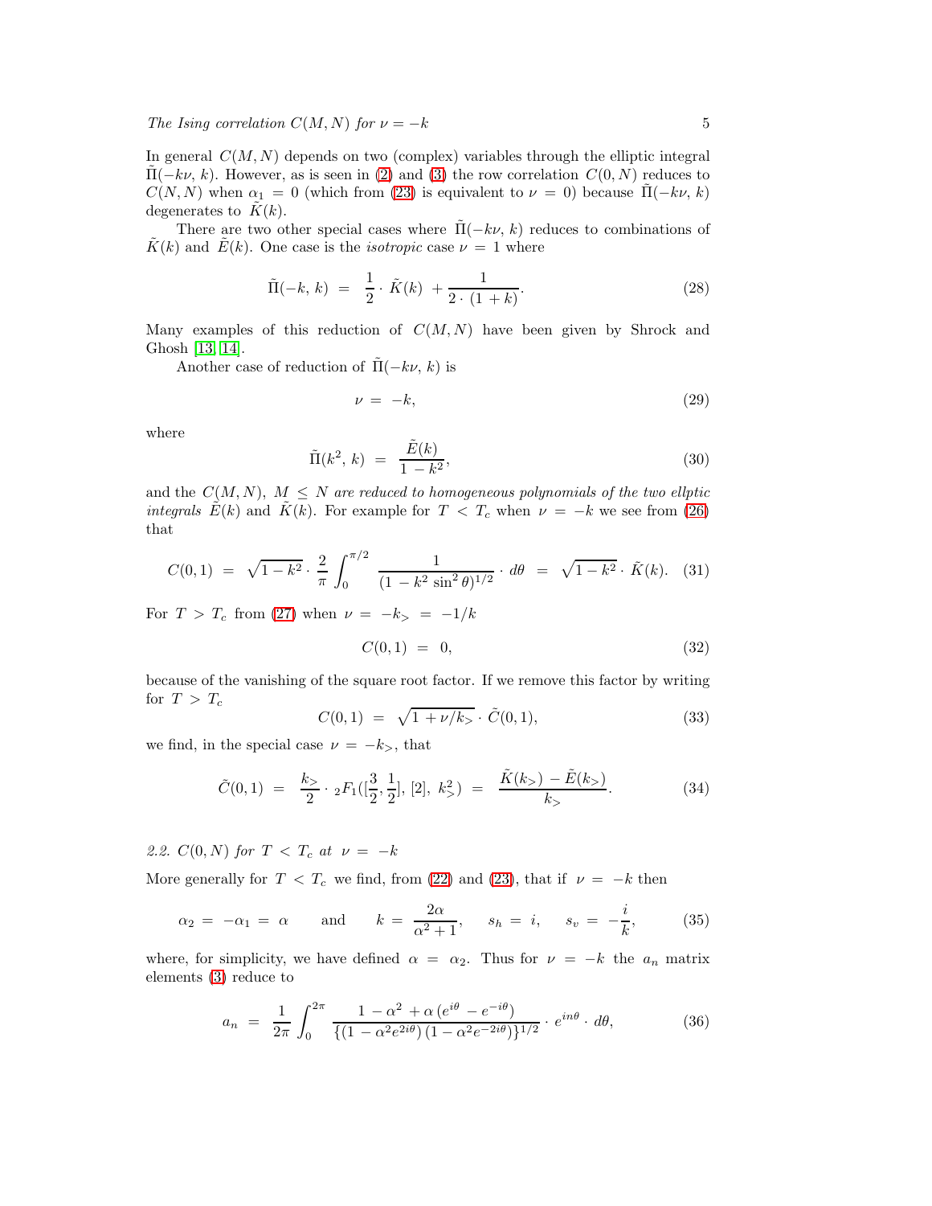In general $C(M,N)$ depends on two (complex) variables through the elliptic integral $\tilde{\Pi}(-k\nu,\, k)$. However, as is seen in (2) and (3) the row correlation $C(0,N)$ reduces to $C(N,N)$ when $\alpha_1 \,=\, 0$ (which from (23) is equivalent to $\nu \,=\, 0$) because $\tilde{\Pi}(-k\nu,\, k)$ degenerates to $\tilde{K}(k)$.

There are two other special cases where $\tilde{\Pi}(-k\nu,\, k)$ reduces to combinations of $\tilde{K}(k)$ and $\tilde{E}(k)$. One case is the *isotropic* case $\nu \,=\, 1$ where

$$\tilde{\Pi}(-k,\, k) \;=\; \frac{1}{2} \cdot \tilde{K}(k) \;+ \frac{1}{2 \cdot (1+k)}. \tag{28}$$

Many examples of this reduction of $C(M,N)$ have been given by Shrock and Ghosh [13, 14].

Another case of reduction of $\tilde{\Pi}(-k\nu,\, k)$ is

$$\nu \;=\; -k, \tag{29}$$

where

$$\tilde{\Pi}(k^2,\, k) \;=\; \frac{\tilde{E}(k)}{1-k^2}, \tag{30}$$

and the $C(M,N)$, *$M \,\le\, N$ are reduced to homogeneous polynomials of the two ellptic integrals* $\tilde{E}(k)$ and $\tilde{K}(k)$. For example for $T \,<\, T_c$ when $\nu \,=\, -k$ we see from (26) that

$$C(0,1) \;=\; \sqrt{1-k^2} \cdot \frac{2}{\pi} \int_0^{\pi/2} \frac{1}{(1\,-k^2\,\sin^2\theta)^{1/2}} \cdot d\theta \;=\; \sqrt{1-k^2} \cdot \tilde{K}(k). \tag{31}$$

For $T \,>\, T_c$ from (27) when $\nu \,=\, -k_> \,=\, -1/k$

$$C(0,1) \;=\; 0, \tag{32}$$

because of the vanishing of the square root factor. If we remove this factor by writing for $T \,>\, T_c$

$$C(0,1) \;=\; \sqrt{1+\nu/k_>} \cdot \tilde{C}(0,1), \tag{33}$$

we find, in the special case $\nu \,=\, -k_>$, that

$$\tilde{C}(0,1) \;=\; \frac{k_>}{2} \cdot {}_2F_1([\frac{3}{2}, \frac{1}{2}],\, [2],\, k_>^2) \;=\; \frac{\tilde{K}(k_>) \,-\tilde{E}(k_>)}{k_>}. \tag{34}$$

### 2.2. $C(0,N)$ for $T \,<\, T_c$ at $\nu \,=\, -k$

More generally for $T \,<\, T_c$ we find, from (22) and (23), that if $\nu \,=\, -k$ then

$$\alpha_2 \;=\; -\alpha_1 \;=\; \alpha \qquad \text{and} \qquad k \;=\; \frac{2\alpha}{\alpha^2+1}, \quad\; s_h \;=\; i, \quad\; s_v \;=\; -\frac{i}{k}, \tag{35}$$

where, for simplicity, we have defined $\alpha \,=\, \alpha_2$. Thus for $\nu \,=\, -k$ the $a_n$ matrix elements (3) reduce to

$$a_n \;=\; \frac{1}{2\pi} \int_0^{2\pi} \frac{1\,-\alpha^2\,+\alpha\,(e^{i\theta}\,-e^{-i\theta})}{\{(1\,-\alpha^2e^{2i\theta})\,(1-\alpha^2e^{-2i\theta})\}^{1/2}} \cdot e^{in\theta} \cdot d\theta, \tag{36}$$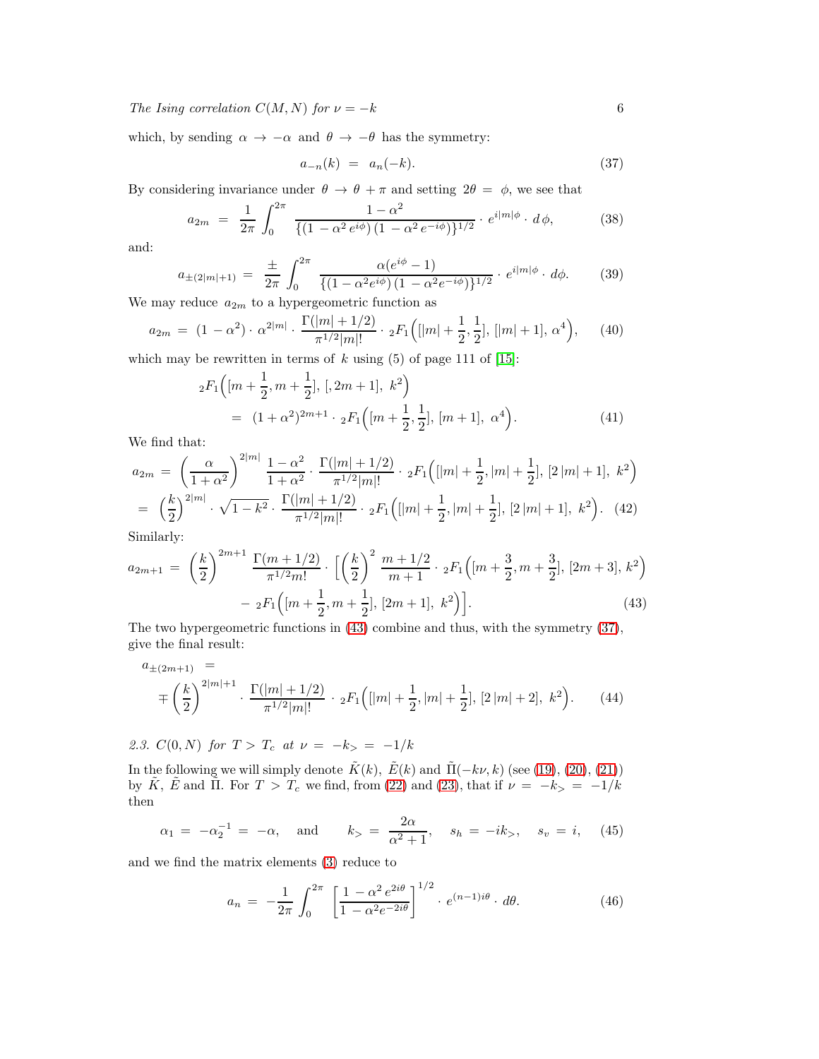which, by sending $\alpha \rightarrow -\alpha$ and $\theta \rightarrow -\theta$ has the symmetry:

$$a_{-n}(k) \;=\; a_n(-k). \tag{37}$$

By considering invariance under $\theta \rightarrow \theta + \pi$ and setting $2\theta \;=\; \phi$, we see that

$$a_{2m} \;=\; \frac{1}{2\pi} \int_0^{2\pi} \; \frac{1-\alpha^2}{\{(1\,-\,\alpha^2\,e^{i\phi})\,(1\,-\,\alpha^2\,e^{-i\phi})\}^{1/2}} \cdot e^{i|m|\phi} \cdot d\,\phi, \tag{38}$$

and:

$$a_{\pm(2|m|+1)} \;=\; \frac{\pm}{2\pi} \int_0^{2\pi} \; \frac{\alpha(e^{i\phi}-1)}{\{(1-\alpha^2 e^{i\phi})\,(1-\alpha^2 e^{-i\phi})\}^{1/2}} \cdot e^{i|m|\phi} \cdot d\phi. \tag{39}$$

We may reduce $a_{2m}$ to a hypergeometric function as

$$a_{2m} \;=\; (1-\alpha^2)\cdot \alpha^{2|m|} \cdot \frac{\Gamma(|m|+1/2)}{\pi^{1/2}|m|!} \cdot {}_2F_1\Big([|m|+\frac{1}{2}, \frac{1}{2}],\, [|m|+1],\, \alpha^4\Big), \tag{40}$$

which may be rewritten in terms of $k$ using (5) of page 111 of [15]:

$$\begin{aligned} &{}_2F_1\Big([m+\frac{1}{2}, m+\frac{1}{2}],\, [,2m+1],\; k^2\Big) \\ &\quad =\; (1+\alpha^2)^{2m+1} \cdot {}_2F_1\Big([m+\frac{1}{2}, \frac{1}{2}],\, [m+1],\; \alpha^4\Big). \end{aligned} \tag{41}$$

We find that:

$$\begin{aligned} a_{2m} \;&=\; \Big(\frac{\alpha}{1+\alpha^2}\Big)^{2|m|} \frac{1-\alpha^2}{1+\alpha^2} \cdot \frac{\Gamma(|m|+1/2)}{\pi^{1/2}|m|!} \cdot {}_2F_1\Big([|m|+\frac{1}{2}, |m|+\frac{1}{2}],\, [2\,|m|+1],\; k^2\Big) \\ &=\; \Big(\frac{k}{2}\Big)^{2|m|} \cdot \sqrt{1-k^2} \cdot \frac{\Gamma(|m|+1/2)}{\pi^{1/2}|m|!} \cdot {}_2F_1\Big([|m|+\frac{1}{2}, |m|+\frac{1}{2}],\, [2\,|m|+1],\; k^2\Big). \end{aligned} \tag{42}$$

Similarly:

$$\begin{aligned} a_{2m+1} \;=\; \Big(\frac{k}{2}\Big)^{2m+1} \frac{\Gamma(m+1/2)}{\pi^{1/2}m!} \cdot \Big[ \Big(\frac{k}{2}\Big)^2 \frac{m+1/2}{m+1} \cdot {}_2F_1\Big([m+\frac{3}{2}, m+\frac{3}{2}],\, [2m+3],\, k^2\Big) \\ -\; {}_2F_1\Big([m+\frac{1}{2}, m+\frac{1}{2}],\, [2m+1],\; k^2\Big)\Big]. \end{aligned} \tag{43}$$

The two hypergeometric functions in (43) combine and thus, with the symmetry (37), give the final result:

$$\begin{aligned} &a_{\pm(2m+1)} \;= \\ &\mp \Big(\frac{k}{2}\Big)^{2|m|+1} \cdot \frac{\Gamma(|m|+1/2)}{\pi^{1/2}|m|!} \cdot {}_2F_1\Big([|m|+\frac{1}{2}, |m|+\frac{1}{2}],\, [2\,|m|+2],\; k^2\Big). \end{aligned} \tag{44}$$

### 2.3. $C(0,N)$ for $T > T_c$ at $\nu \;=\; -k_> \;=\; -1/k$

In the following we will simply denote $\tilde{K}(k)$, $\tilde{E}(k)$ and $\tilde{\Pi}(-k\nu, k)$ (see (19), (20), (21)) by $\tilde{K}$, $\tilde{E}$ and $\tilde{\Pi}$. For $T > T_c$ we find, from (22) and (23), that if $\nu \;=\; -k_> \;=\; -1/k$ then

$$\alpha_1 \;=\; -\alpha_2^{-1} \;=\; -\alpha, \quad \text{and} \qquad k_> \;=\; \frac{2\alpha}{\alpha^2+1}, \quad s_h \;=\; -ik_>, \quad s_v \;=\; i, \tag{45}$$

and we find the matrix elements (3) reduce to

$$a_n \;=\; -\frac{1}{2\pi} \int_0^{2\pi} \; \Big[\frac{1\,-\,\alpha^2\,e^{2i\theta}}{1\,-\,\alpha^2 e^{-2i\theta}}\Big]^{1/2} \cdot e^{(n-1)i\theta} \cdot d\theta. \tag{46}$$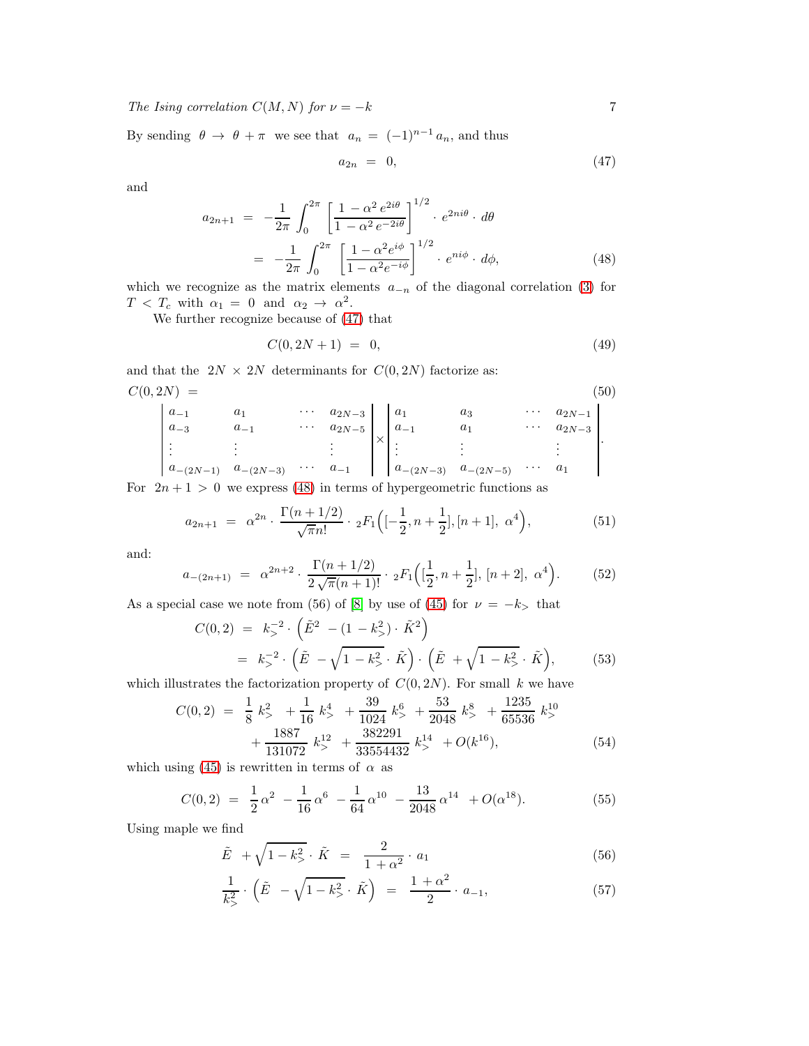By sending $\theta \to \theta + \pi$ we see that $a_n = (-1)^{n-1} a_n$, and thus

$$a_{2n} = 0, \tag{47}$$

and

$$\begin{aligned} a_{2n+1} &= -\frac{1}{2\pi} \int_0^{2\pi} \left[ \frac{1 - \alpha^2 e^{2i\theta}}{1 - \alpha^2 e^{-2i\theta}} \right]^{1/2} \cdot e^{2ni\theta} \cdot d\theta \\ &= -\frac{1}{2\pi} \int_0^{2\pi} \left[ \frac{1 - \alpha^2 e^{i\phi}}{1 - \alpha^2 e^{-i\phi}} \right]^{1/2} \cdot e^{ni\phi} \cdot d\phi, \end{aligned} \tag{48}$$

which we recognize as the matrix elements $a_{-n}$ of the diagonal correlation (3) for $T < T_c$ with $\alpha_1 = 0$ and $\alpha_2 \to \alpha^2$.

We further recognize because of (47) that

$$C(0, 2N+1) = 0, \tag{49}$$

and that the $2N \times 2N$ determinants for $C(0, 2N)$ factorize as:

$$C(0,2N) = \tag{50}$$

$$\begin{vmatrix} a_{-1} & a_1 & \cdots & a_{2N-3} \\ a_{-3} & a_{-1} & \cdots & a_{2N-5} \\ \vdots & \vdots & & \vdots \\ a_{-(2N-1)} & a_{-(2N-3)} & \cdots & a_{-1} \end{vmatrix} \times \begin{vmatrix} a_1 & a_3 & \cdots & a_{2N-1} \\ a_{-1} & a_1 & \cdots & a_{2N-3} \\ \vdots & \vdots & & \vdots \\ a_{-(2N-3)} & a_{-(2N-5)} & \cdots & a_1 \end{vmatrix}.$$

For $2n+1 > 0$ we express (48) in terms of hypergeometric functions as

$$a_{2n+1} = \alpha^{2n} \cdot \frac{\Gamma(n+1/2)}{\sqrt{\pi} n!} \cdot {}_2F_1\Big([-\frac{1}{2}, n+\frac{1}{2}], [n+1], \alpha^4\Big), \tag{51}$$

and:

$$a_{-(2n+1)} = \alpha^{2n+2} \cdot \frac{\Gamma(n+1/2)}{2\sqrt{\pi}(n+1)!} \cdot {}_2F_1\Big([\frac{1}{2}, n+\frac{1}{2}], [n+2], \alpha^4\Big). \tag{52}$$

As a special case we note from (56) of [8] by use of (45) for $\nu = -k_>$ that

$$\begin{aligned} C(0,2) &= k_>^{-2} \cdot \Big( \tilde{E}^2 - (1 - k_>^2) \cdot \tilde{K}^2 \Big) \\ &= k_>^{-2} \cdot \Big( \tilde{E} - \sqrt{1 - k_>^2} \cdot \tilde{K} \Big) \cdot \Big( \tilde{E} + \sqrt{1 - k_>^2} \cdot \tilde{K} \Big), \end{aligned} \tag{53}$$

which illustrates the factorization property of $C(0, 2N)$. For small $k$ we have

$$\begin{aligned} C(0,2) &= \frac{1}{8} k_>^2 + \frac{1}{16} k_>^4 + \frac{39}{1024} k_>^6 + \frac{53}{2048} k_>^8 + \frac{1235}{65536} k_>^{10} \\ &\quad + \frac{1887}{131072} k_>^{12} + \frac{382291}{33554432} k_>^{14} + O(k^{16}), \end{aligned} \tag{54}$$

which using (45) is rewritten in terms of $\alpha$ as

$$C(0,2) = \frac{1}{2} \alpha^2 - \frac{1}{16} \alpha^6 - \frac{1}{64} \alpha^{10} - \frac{13}{2048} \alpha^{14} + O(\alpha^{18}). \tag{55}$$

Using maple we find

$$\tilde{E} + \sqrt{1 - k_>^2} \cdot \tilde{K} = \frac{2}{1 + \alpha^2} \cdot a_1 \tag{56}$$

$$\frac{1}{k_>^2} \cdot \Big( \tilde{E} - \sqrt{1 - k_>^2} \cdot \tilde{K} \Big) = \frac{1 + \alpha^2}{2} \cdot a_{-1}, \tag{57}$$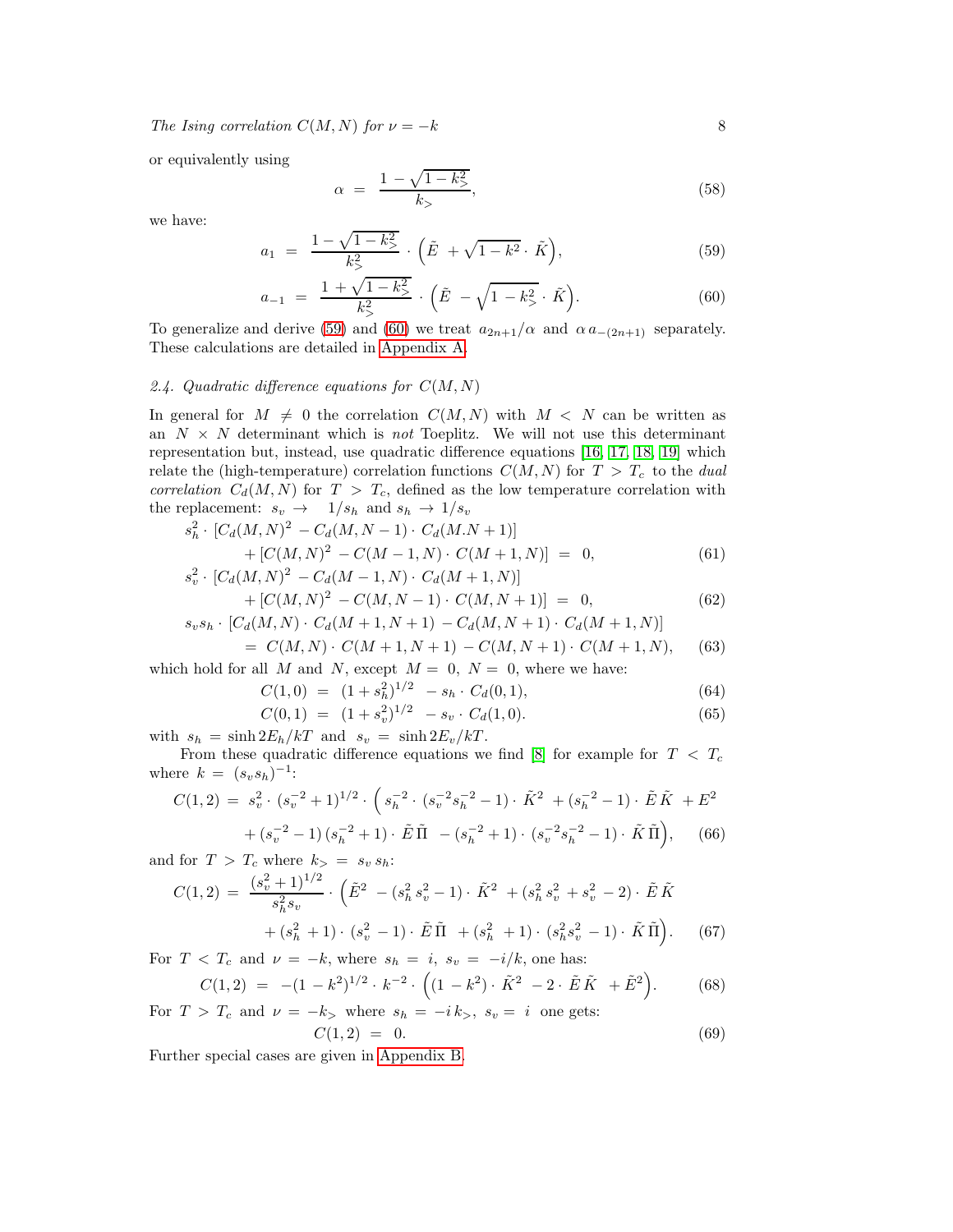or equivalently using

$$\alpha \;=\; \frac{1-\sqrt{1-k_>^2}}{k_>}, \tag{58}$$

we have:

$$a_1 \;=\; \frac{1-\sqrt{1-k_>^2}}{k_>^2} \cdot \Bigl(\tilde{E} \; + \sqrt{1-k^2} \cdot \tilde{K}\Bigr), \tag{59}$$

$$a_{-1} \;=\; \frac{1+\sqrt{1-k_>^2}}{k_>^2} \cdot \Bigl(\tilde{E} \; - \sqrt{1-k_>^2} \cdot \tilde{K}\Bigr). \tag{60}$$

To generalize and derive (59) and (60) we treat $a_{2n+1}/\alpha$ and $\alpha\, a_{-(2n+1)}$ separately. These calculations are detailed in Appendix A.

### 2.4. Quadratic difference equations for $C(M,N)$

In general for $M \neq 0$ the correlation $C(M,N)$ with $M < N$ can be written as an $N \times N$ determinant which is *not* Toeplitz. We will not use this determinant representation but, instead, use quadratic difference equations [16, 17, 18, 19] which relate the (high-temperature) correlation functions $C(M,N)$ for $T > T_c$ to the *dual correlation* $C_d(M,N)$ for $T > T_c$, defined as the low temperature correlation with the replacement: $s_v \rightarrow \; 1/s_h$ and $s_h \rightarrow 1/s_v$

$$\begin{aligned}
&s_h^2 \cdot \bigl[C_d(M,N)^2 \, - C_d(M,N-1) \cdot C_d(M.N+1)\bigr] \\
&\qquad + \bigl[C(M,N)^2 \, - C(M-1,N) \cdot C(M+1,N)\bigr] \;=\; 0,
\end{aligned} \tag{61}$$

$$\begin{aligned}
&s_v^2 \cdot \bigl[C_d(M,N)^2 \, - C_d(M-1,N) \cdot C_d(M+1,N)\bigr] \\
&\qquad + \bigl[C(M,N)^2 \, - C(M,N-1) \cdot C(M,N+1)\bigr] \;=\; 0,
\end{aligned} \tag{62}$$

$$\begin{aligned}
&s_v s_h \cdot \bigl[C_d(M,N) \cdot C_d(M+1,N+1) \, - C_d(M,N+1) \cdot C_d(M+1,N)\bigr] \\
&\qquad = \; C(M,N) \cdot C(M+1,N+1) \, - C(M,N+1) \cdot C(M+1,N),
\end{aligned} \tag{63}$$

which hold for all $M$ and $N$, except $M = \, 0, \; N = \, 0$, where we have:

$$C(1,0) \;=\; (1+s_h^2)^{1/2} \;\, - s_h \cdot C_d(0,1), \tag{64}$$

$$C(0,1) \;=\; (1+s_v^2)^{1/2} \;\, - s_v \cdot C_d(1,0). \tag{65}$$

with $s_h \,=\, \sinh 2E_h/kT$ and $s_v \,=\, \sinh 2E_v/kT$.

From these quadratic difference equations we find [8] for example for $T \,<\, T_c$ where $k \,=\, (s_v s_h)^{-1}$:

$$\begin{aligned}
C(1,2) \;=\; &s_v^2 \cdot (s_v^{-2}+1)^{1/2} \cdot \Bigl(\, s_h^{-2} \cdot (s_v^{-2} s_h^{-2} -1) \cdot \, \tilde{K}^2 \; + (s_h^{-2}-1) \cdot \, \tilde{E}\,\tilde{K} \; + E^2 \\
&+ (s_v^{-2}-1)\,(s_h^{-2}+1) \cdot \, \tilde{E}\,\tilde{\Pi} \; - (s_h^{-2}+1) \cdot (s_v^{-2} s_h^{-2} -1) \cdot \, \tilde{K}\,\tilde{\Pi}\Bigr),
\end{aligned} \tag{66}$$

and for $T \,>\, T_c$ where $k_> \,=\, s_v\, s_h$:

$$\begin{aligned}
C(1,2) \;=\; &\frac{(s_v^2+1)^{1/2}}{s_h^2 s_v} \cdot \Bigl(\tilde{E}^2 \; - (s_h^2\, s_v^2 -1) \cdot \, \tilde{K}^2 \; + (s_h^2\, s_v^2 + s_v^2 -2) \cdot \, \tilde{E}\,\tilde{K} \\
&+ (s_h^2\, +1) \cdot (s_v^2\, -1) \cdot \, \tilde{E}\,\tilde{\Pi} \; + (s_h^2\, +1) \cdot (s_h^2 s_v^2 \, -1) \cdot \, \tilde{K}\,\tilde{\Pi}\Bigr).
\end{aligned} \tag{67}$$

For $T \,<\, T_c$ and $\nu \,=\, -k$, where $s_h \,=\, i, \; s_v \,=\, -i/k$, one has:

$$C(1,2) \;=\; -(1-k^2)^{1/2} \cdot k^{-2} \cdot \Bigl((1-k^2) \cdot \tilde{K}^2 \; - 2 \cdot \tilde{E}\,\tilde{K} \;\; + \tilde{E}^2\Bigr). \tag{68}$$

For $T \,>\, T_c$ and $\nu \,=\, -k_>$ where $s_h \,=\, -i\, k_>, \; s_v \,=\, i$ one gets:

$$C(1,2) \;=\; 0. \tag{69}$$

Further special cases are given in Appendix B.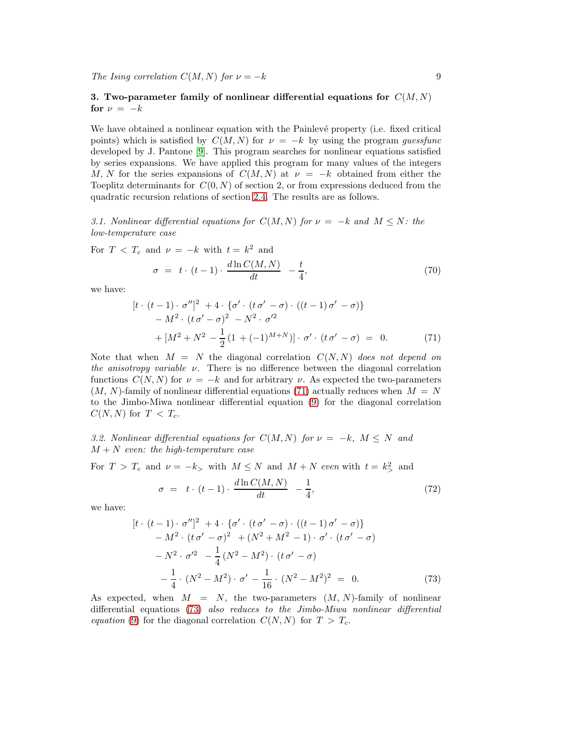## 3. Two-parameter family of nonlinear differential equations for $C(M,N)$ for $\nu = -k$

We have obtained a nonlinear equation with the Painlevé property (i.e. fixed critical points) which is satisfied by $C(M,N)$ for $\nu = -k$ by using the program *guessfunc* developed by J. Pantone [9]. This program searches for nonlinear equations satisfied by series expansions. We have applied this program for many values of the integers $M$, $N$ for the series expansions of $C(M,N)$ at $\nu = -k$ obtained from either the Toeplitz determinants for $C(0,N)$ of section 2, or from expressions deduced from the quadratic recursion relations of section 2.4. The results are as follows.

### 3.1. Nonlinear differential equations for $C(M,N)$ for $\nu = -k$ and $M \le N$: the low-temperature case

For $T < T_c$ and $\nu = -k$ with $t = k^2$ and

$$\sigma \; = \; t \cdot (t-1) \cdot \frac{d \ln C(M,N)}{dt} \; - \frac{t}{4}, \tag{70}$$

we have:

$$\begin{aligned}
&[t \cdot (t-1) \cdot \sigma'']^2 \; + 4 \cdot \{\sigma' \cdot (t\,\sigma' - \sigma) \cdot ((t-1)\,\sigma' - \sigma)\} \\
&\quad - M^2 \cdot (t\,\sigma' - \sigma)^2 \; - N^2 \cdot \sigma'^2 \\
&\quad + [M^2 + N^2 - \frac{1}{2}\,(1 + (-1)^{M+N})] \cdot \sigma' \cdot (t\,\sigma' - \sigma) \; = \; 0.
\end{aligned} \tag{71}$$

Note that when $M = N$ the diagonal correlation $C(N,N)$ *does not depend on the anisotropy variable* $\nu$. There is no difference between the diagonal correlation functions $C(N,N)$ for $\nu = -k$ and for arbitrary $\nu$. As expected the two-parameters $(M, N)$-family of nonlinear differential equations (71) actually reduces when $M = N$ to the Jimbo-Miwa nonlinear differential equation (9) for the diagonal correlation $C(N,N)$ for $T < T_c$.

### 3.2. Nonlinear differential equations for $C(M,N)$ for $\nu = -k$, $M \le N$ and $M+N$ even: the high-temperature case

For $T > T_c$ and $\nu = -k_>$ with $M \le N$ and $M+N$ *even* with $t = k_>^2$ and

$$\sigma \; = \; t \cdot (t-1) \cdot \frac{d \ln C(M,N)}{dt} \; - \frac{1}{4}, \tag{72}$$

we have:

$$\begin{aligned}
&[t \cdot (t-1) \cdot \sigma'']^2 \; + 4 \cdot \{\sigma' \cdot (t\,\sigma' - \sigma) \cdot ((t-1)\,\sigma' - \sigma)\} \\
&\quad - M^2 \cdot (t\,\sigma' - \sigma)^2 \; + (N^2 + M^2 - 1) \cdot \sigma' \cdot (t\,\sigma' - \sigma) \\
&\quad - N^2 \cdot \sigma'^2 \; - \frac{1}{4}\,(N^2 - M^2) \cdot (t\,\sigma' - \sigma) \\
&\quad - \frac{1}{4} \cdot (N^2 - M^2) \cdot \sigma' - \frac{1}{16} \cdot (N^2 - M^2)^2 \; = \; 0.
\end{aligned} \tag{73}$$

As expected, when $M = N$, the two-parameters $(M, N)$-family of nonlinear differential equations (73) *also reduces to the Jimbo-Miwa nonlinear differential equation* (9) for the diagonal correlation $C(N,N)$ for $T > T_c$.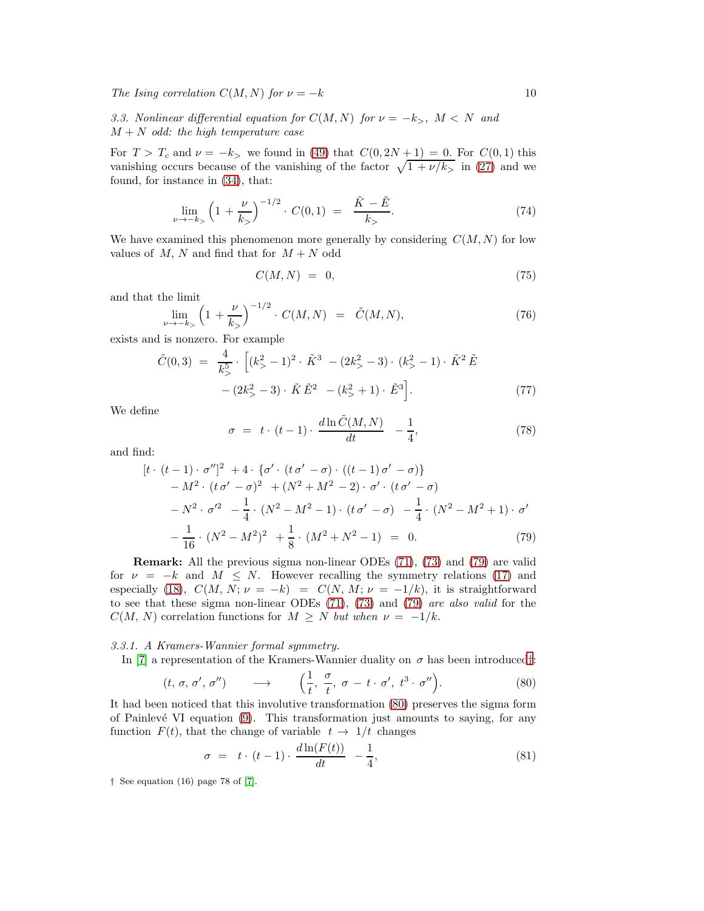### 3.3. Nonlinear differential equation for $C(M,N)$ for $\nu = -k_>$, $M < N$ and $M+N$ odd: the high temperature case

For $T > T_c$ and $\nu = -k_>$ we found in (49) that $C(0, 2N+1) = 0$. For $C(0,1)$ this vanishing occurs because of the vanishing of the factor $\sqrt{1 + \nu/k_>}$ in (27) and we found, for instance in (34), that:

$$\lim_{\nu \to -k_>} \Big(1 + {{\nu} \over {k_>}}\Big)^{-1/2} \cdot C(0,1) \; = \; {{\tilde{K} - \tilde{E}} \over {k_>}}. \tag{74}$$

We have examined this phenomenon more generally by considering $C(M,N)$ for low values of $M$, $N$ and find that for $M+N$ odd

$$C(M,N) \; = \; 0, \tag{75}$$

and that the limit

$$\lim_{\nu \to -k_>} \Big(1 + {{\nu} \over {k_>}}\Big)^{-1/2} \cdot C(M,N) \; = \; \tilde{C}(M,N), \tag{76}$$

exists and is nonzero. For example

$$\begin{aligned} \tilde{C}(0,3) \; = \; & {{4} \over {k_>^5}} \cdot \Big[ (k_>^2-1)^2 \cdot \tilde{K}^3 \; - (2k_>^2-3) \cdot (k_>^2-1) \cdot \tilde{K}^2 \, \tilde{E} \\ & \quad - (2k_>^2-3) \cdot \tilde{K} \, \tilde{E}^2 \; - (k_>^2+1) \cdot \tilde{E}^3 \Big]. \end{aligned} \tag{77}$$

We define

$$\sigma \; = \; t \cdot (t-1) \cdot {{d \ln \tilde{C}(M,N)} \over {dt}} \; - {{1} \over {4}}, \tag{78}$$

and find:

$$\begin{aligned} & [t \cdot (t-1) \cdot \sigma'']^2 \; + 4 \cdot \{\sigma' \cdot (t\,\sigma' - \sigma) \cdot ((t-1)\,\sigma' - \sigma)\} \\ & \quad - M^2 \cdot (t\,\sigma' - \sigma)^2 \; + (N^2 + M^2 - 2) \cdot \sigma' \cdot (t\,\sigma' - \sigma) \\ & \quad - N^2 \cdot \sigma'^2 \; - {{1} \over {4}} \cdot (N^2 - M^2 - 1) \cdot (t\,\sigma' - \sigma) \; - {{1} \over {4}} \cdot (N^2 - M^2 + 1) \cdot \sigma' \\ & \quad - {{1} \over {16}} \cdot (N^2 - M^2)^2 \; + {{1} \over {8}} \cdot (M^2 + N^2 - 1) \; = \; 0. \end{aligned} \tag{79}$$

**Remark:** All the previous sigma non-linear ODEs (71), (73) and (79) are valid for $\nu = -k$ and $M \le N$. However recalling the symmetry relations (17) and especially (18), $C(M, N; \nu = -k) \; = \; C(N, M; \nu = -1/k)$, it is straightforward to see that these sigma non-linear ODEs (71), (73) and (79) *are also valid* for the $C(M, N)$ correlation functions for $M \ge N$ *but when* $\nu = -1/k$.

#### 3.3.1. A Kramers-Wannier formal symmetry.

In [7] a representation of the Kramers-Wannier duality on $\sigma$ has been introduced†:

$$(t, \, \sigma, \, \sigma', \, \sigma'') \qquad \longrightarrow \qquad \Big({{1} \over {t}}, \; {{\sigma} \over {t}}, \; \sigma - t \cdot \sigma', \; t^3 \cdot \sigma''\Big). \tag{80}$$

It had been noticed that this involutive transformation (80) preserves the sigma form of Painlevé VI equation (9). This transformation just amounts to saying, for any function $F(t)$, that the change of variable $t \to 1/t$ changes

$$\sigma \; = \; t \cdot (t-1) \cdot {{d \ln(F(t))} \over {dt}} \; - {{1} \over {4}}, \tag{81}$$

† See equation (16) page 78 of [7].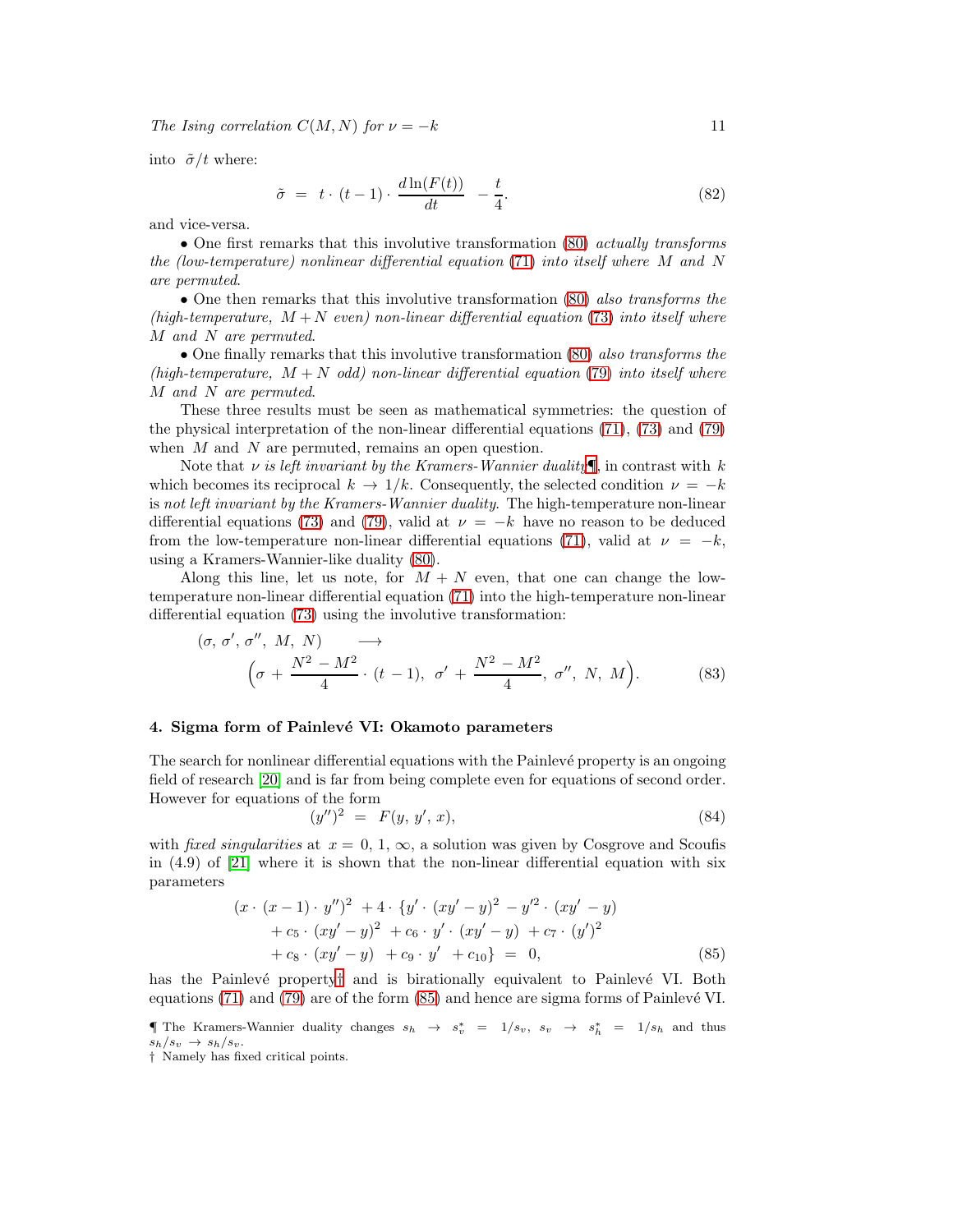into $\tilde{\sigma}/t$ where:

$$\tilde{\sigma} \; = \; t \cdot (t-1) \cdot \frac{d \ln(F(t))}{dt} \; - \frac{t}{4}. \tag{82}$$

and vice-versa.

• One first remarks that this involutive transformation (80) *actually transforms the (low-temperature) nonlinear differential equation (71) into itself where $M$ and $N$ are permuted*.

• One then remarks that this involutive transformation (80) *also transforms the (high-temperature, $M+N$ even) non-linear differential equation (73) into itself where $M$ and $N$ are permuted*.

• One finally remarks that this involutive transformation (80) *also transforms the (high-temperature, $M+N$ odd) non-linear differential equation (79) into itself where $M$ and $N$ are permuted*.

These three results must be seen as mathematical symmetries: the question of the physical interpretation of the non-linear differential equations (71), (73) and (79) when $M$ and $N$ are permuted, remains an open question.

Note that $\nu$ *is left invariant by the Kramers-Wannier duality*¶, in contrast with $k$ which becomes its reciprocal $k \rightarrow 1/k$. Consequently, the selected condition $\nu = -k$ is *not left invariant by the Kramers-Wannier duality*. The high-temperature non-linear differential equations (73) and (79), valid at $\nu = -k$ have no reason to be deduced from the low-temperature non-linear differential equations (71), valid at $\nu = -k$, using a Kramers-Wannier-like duality (80).

Along this line, let us note, for $M+N$ even, that one can change the low-temperature non-linear differential equation (71) into the high-temperature non-linear differential equation (73) using the involutive transformation:

$$(\sigma, \, \sigma', \, \sigma'', \; M, \; N) \qquad \longrightarrow$$
$$\Bigl(\sigma \, + \, \frac{N^2 - M^2}{4} \cdot (t\,-1), \; \sigma' \, + \, \frac{N^2 - M^2}{4}, \; \sigma'', \; N, \; M\Bigr). \tag{83}$$

## 4. Sigma form of Painlevé VI: Okamoto parameters

The search for nonlinear differential equations with the Painlevé property is an ongoing field of research [20] and is far from being complete even for equations of second order. However for equations of the form

$$(y'')^2 \; = \; F(y, \, y', \, x), \tag{84}$$

with *fixed singularities* at $x = 0, \, 1, \, \infty$, a solution was given by Cosgrove and Scoufis in (4.9) of [21] where it is shown that the non-linear differential equation with six parameters

$$\begin{aligned}
(x \cdot (x-1) \cdot y'')^2 \; &+ 4 \cdot \{ y' \cdot (xy' - y)^2 \, - y'^2 \cdot (xy' - y) \\
&+ c_5 \cdot (xy' - y)^2 \; + c_6 \cdot y' \cdot (xy' - y) \; + c_7 \cdot (y')^2 \\
&+ c_8 \cdot (xy' - y) \; + c_9 \cdot y' \; + c_{10} \} \; = \; 0,
\end{aligned} \tag{85}$$

has the Painlevé property† and is birationally equivalent to Painlevé VI. Both equations (71) and (79) are of the form (85) and hence are sigma forms of Painlevé VI.

¶ The Kramers-Wannier duality changes $s_h \rightarrow s_v^* = 1/s_v$, $s_v \rightarrow s_h^* = 1/s_h$ and thus $s_h/s_v \rightarrow s_h/s_v$.

† Namely has fixed critical points.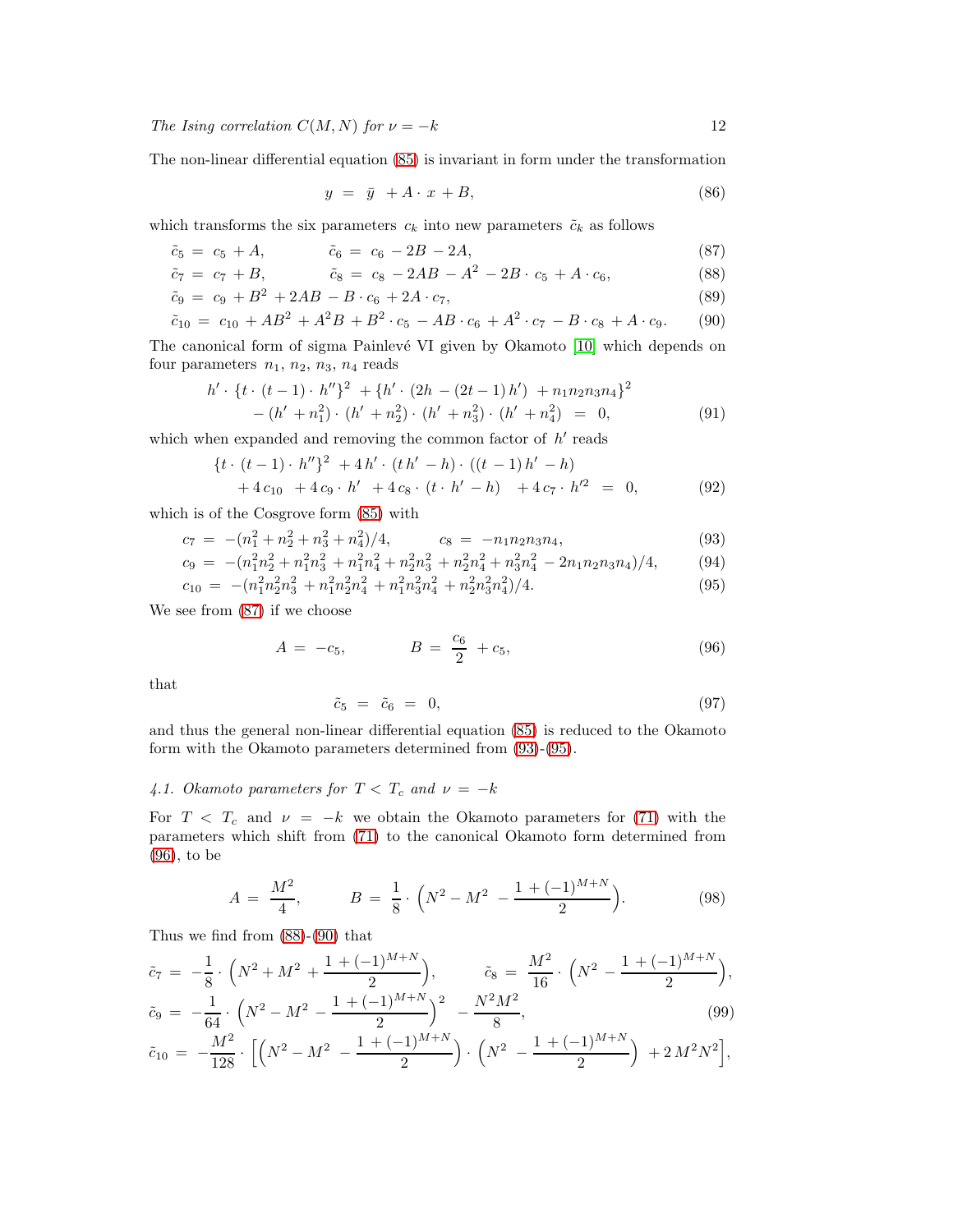The non-linear differential equation (85) is invariant in form under the transformation

$$y \;=\; \bar{y} \;+ A \cdot x \,+ B, \tag{86}$$

which transforms the six parameters $c_k$ into new parameters $\tilde{c}_k$ as follows

$$\tilde{c}_5 \,=\, c_5 \,+ A, \qquad\qquad \tilde{c}_6 \,=\, c_6 \,- 2B \,- 2A, \tag{87}$$

$$\tilde{c}_7 \,=\, c_7 \,+ B, \qquad\qquad \tilde{c}_8 \,=\, c_8 \,- 2AB \,- A^2 \,- 2B \cdot c_5 \,+ A \cdot c_6, \tag{88}$$

$$\tilde{c}_9 \,=\, c_9 \,+ B^2 \,+ 2AB \,- B \cdot c_6 \,+ 2A \cdot c_7, \tag{89}$$

$$\tilde{c}_{10} \,=\, c_{10} \,+ AB^2 \,+ A^2 B \,+ B^2 \cdot c_5 \,- AB \cdot c_6 \,+ A^2 \cdot c_7 \,- B \cdot c_8 \,+ A \cdot c_9. \tag{90}$$

The canonical form of sigma Painlevé VI given by Okamoto [10] which depends on four parameters $n_1$, $n_2$, $n_3$, $n_4$ reads

$$\begin{aligned} h' \cdot \{t \cdot (t-1) \cdot h''\}^2 \,&+ \{h' \cdot (2h \,-(2t-1)\, h') \,+ n_1 n_2 n_3 n_4\}^2 \\ &- (h' + n_1^2) \cdot (h' + n_2^2) \cdot (h' + n_3^2) \cdot (h' + n_4^2) \;=\; 0, \end{aligned} \tag{91}$$

which when expanded and removing the common factor of $h'$ reads

$$\begin{aligned} \{t \cdot (t-1) \cdot h''\}^2 \,&+ 4\, h' \cdot (t\, h' - h) \cdot ((t-1)\, h' - h) \\ &+ 4\, c_{10} \,+ 4\, c_9 \cdot h' \,+ 4\, c_8 \cdot (t \cdot h' - h) \,+ 4\, c_7 \cdot h'^2 \;=\; 0, \end{aligned} \tag{92}$$

which is of the Cosgrove form (85) with

$$c_7 \,=\, -(n_1^2 + n_2^2 + n_3^2 + n_4^2)/4, \qquad\qquad c_8 \,=\, -n_1 n_2 n_3 n_4, \tag{93}$$

$$c_9 \,=\, -(n_1^2 n_2^2 + n_1^2 n_3^2 + n_1^2 n_4^2 + n_2^2 n_3^2 + n_2^2 n_4^2 + n_3^2 n_4^2 - 2 n_1 n_2 n_3 n_4)/4, \tag{94}$$

$$c_{10} \,=\, -(n_1^2 n_2^2 n_3^2 + n_1^2 n_2^2 n_4^2 + n_1^2 n_3^2 n_4^2 + n_2^2 n_3^2 n_4^2)/4. \tag{95}$$

We see from (87) if we choose

$$A \,=\, -c_5, \qquad\qquad B \,=\, \frac{c_6}{2} \,+ c_5, \tag{96}$$

that

$$\tilde{c}_5 \;=\; \tilde{c}_6 \;=\; 0, \tag{97}$$

and thus the general non-linear differential equation (85) is reduced to the Okamoto form with the Okamoto parameters determined from (93)-(95).

### *4.1. Okamoto parameters for $T < T_c$ and $\nu = -k$*

For $T < T_c$ and $\nu = -k$ we obtain the Okamoto parameters for (71) with the parameters which shift from (71) to the canonical Okamoto form determined from (96), to be

$$A \,=\, \frac{M^2}{4}, \qquad\qquad B \,=\, \frac{1}{8} \cdot \Big(N^2 - M^2 \,-\frac{1+(-1)^{M+N}}{2}\Big). \tag{98}$$

Thus we find from (88)-(90) that

$$\begin{aligned} \tilde{c}_7 \,&=\, -\frac{1}{8} \cdot \Big(N^2 + M^2 + \frac{1+(-1)^{M+N}}{2}\Big), \qquad\qquad \tilde{c}_8 \,=\, \frac{M^2}{16} \cdot \Big(N^2 \,- \frac{1+(-1)^{M+N}}{2}\Big), \\ \tilde{c}_9 \,&=\, -\frac{1}{64} \cdot \Big(N^2 - M^2 \,- \frac{1+(-1)^{M+N}}{2}\Big)^2 \,- \frac{N^2 M^2}{8}, \\ \tilde{c}_{10} \,&=\, -\frac{M^2}{128} \cdot \Big[\Big(N^2 - M^2 \,- \frac{1+(-1)^{M+N}}{2}\Big) \cdot \Big(N^2 \,- \frac{1+(-1)^{M+N}}{2}\Big) \,+ 2\, M^2 N^2\Big], \end{aligned} \tag{99}$$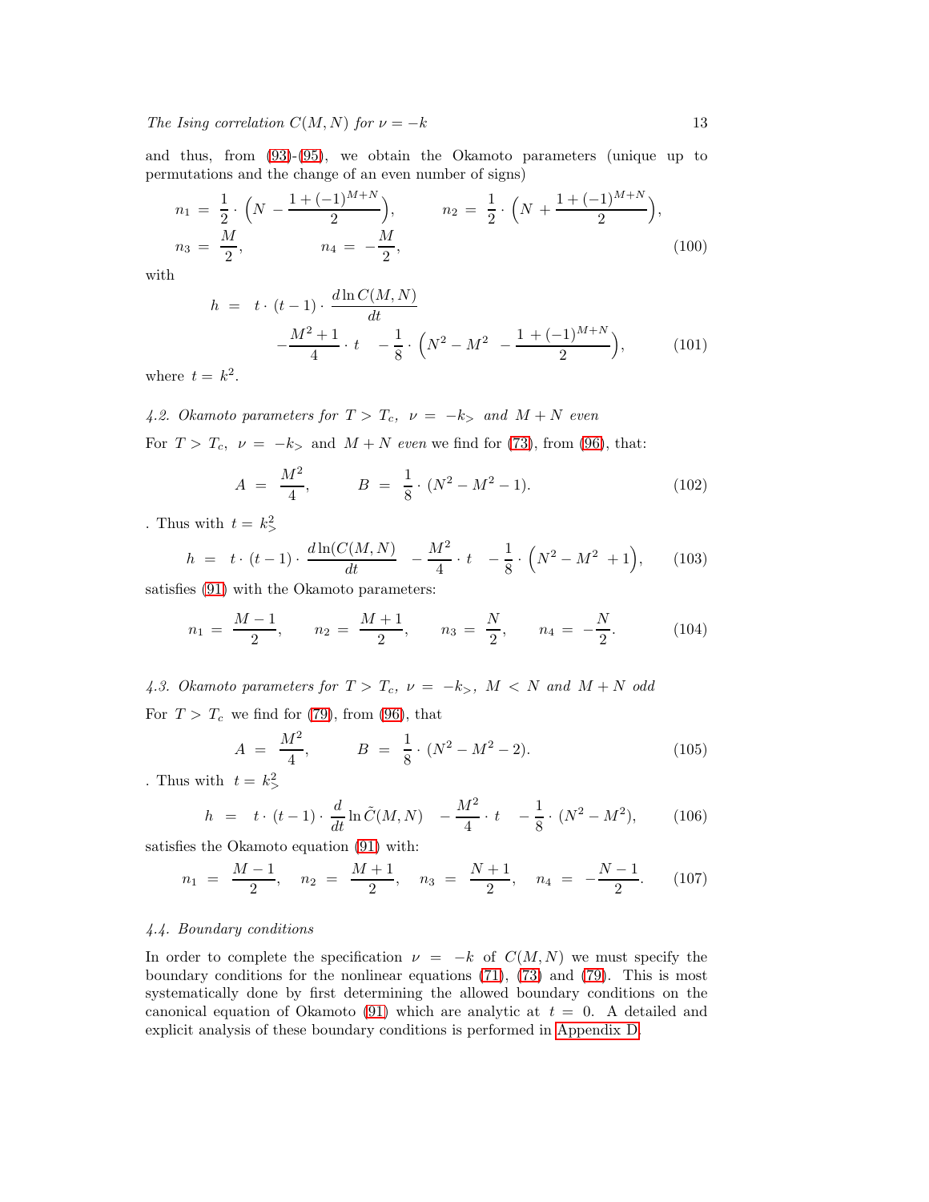and thus, from (93)-(95), we obtain the Okamoto parameters (unique up to permutations and the change of an even number of signs)

$$
n_1 \; = \; \frac{1}{2} \cdot \Bigl( N \, - \frac{1 + (-1)^{M+N}}{2} \Bigr), \qquad n_2 \; = \; \frac{1}{2} \cdot \Bigl( N \, + \frac{1 + (-1)^{M+N}}{2} \Bigr),
$$

$$
n_3 \; = \; \frac{M}{2}, \qquad n_4 \; = \; -\frac{M}{2}, \tag{100}
$$

with

$$
h \;\; = \;\; t \cdot (t-1) \cdot \frac{d \ln C(M,N)}{dt} \;\; -\frac{M^2+1}{4} \cdot t \;\;\; - \frac{1}{8} \cdot \Bigl( N^2 - M^2 \;\; - \frac{1 + (-1)^{M+N}}{2} \Bigr), \tag{101}
$$

where $t = k^2$.

### 4.2. Okamoto parameters for $T > T_c, \;\; \nu \; = \; -k_>$ and $M + N$ even

For $T > T_c, \;\; \nu \; = \; -k_>$ and $M + N$ *even* we find for (73), from (96), that:

$$
A \;\; = \;\; \frac{M^2}{4}, \qquad B \;\; = \;\; \frac{1}{8} \cdot (N^2 - M^2 - 1). \tag{102}
$$

. Thus with $t = k_>^2$

$$
h \;\; = \;\; t \cdot (t-1) \cdot \frac{d \ln(C(M,N)}{dt} \;\; - \frac{M^2}{4} \cdot t \;\;\; - \frac{1}{8} \cdot \Bigl( N^2 - M^2 \;\; + 1 \Bigr), \tag{103}
$$

satisfies (91) with the Okamoto parameters:

$$
n_1 \; = \; \frac{M-1}{2}, \qquad n_2 \; = \; \frac{M+1}{2}, \qquad n_3 \; = \; \frac{N}{2}, \qquad n_4 \; = \; -\frac{N}{2}. \tag{104}
$$

### 4.3. Okamoto parameters for $T > T_c, \;\; \nu \; = \; -k_>, \;\; M \; < \; N$ and $M + N$ odd

For $T > T_c$ we find for (79), from (96), that

$$
A \;\; = \;\; \frac{M^2}{4}, \qquad B \;\; = \;\; \frac{1}{8} \cdot (N^2 - M^2 - 2). \tag{105}
$$

. Thus with $t = k_>^2$

$$
h \;\; = \;\; t \cdot (t-1) \cdot \frac{d}{dt} \ln \tilde{C}(M,N) \;\; - \frac{M^2}{4} \cdot t \;\;\; - \frac{1}{8} \cdot (N^2 - M^2), \tag{106}
$$

satisfies the Okamoto equation (91) with:

$$
n_1 \;\; = \;\; \frac{M-1}{2}, \quad n_2 \;\; = \;\; \frac{M+1}{2}, \quad n_3 \;\; = \;\; \frac{N+1}{2}, \quad n_4 \;\; = \;\; -\frac{N-1}{2}. \tag{107}
$$

### 4.4. Boundary conditions

In order to complete the specification $\nu \; = \; -k$ of $C(M,N)$ we must specify the boundary conditions for the nonlinear equations (71), (73) and (79). This is most systematically done by first determining the allowed boundary conditions on the canonical equation of Okamoto (91) which are analytic at $t \; = \; 0$. A detailed and explicit analysis of these boundary conditions is performed in Appendix D.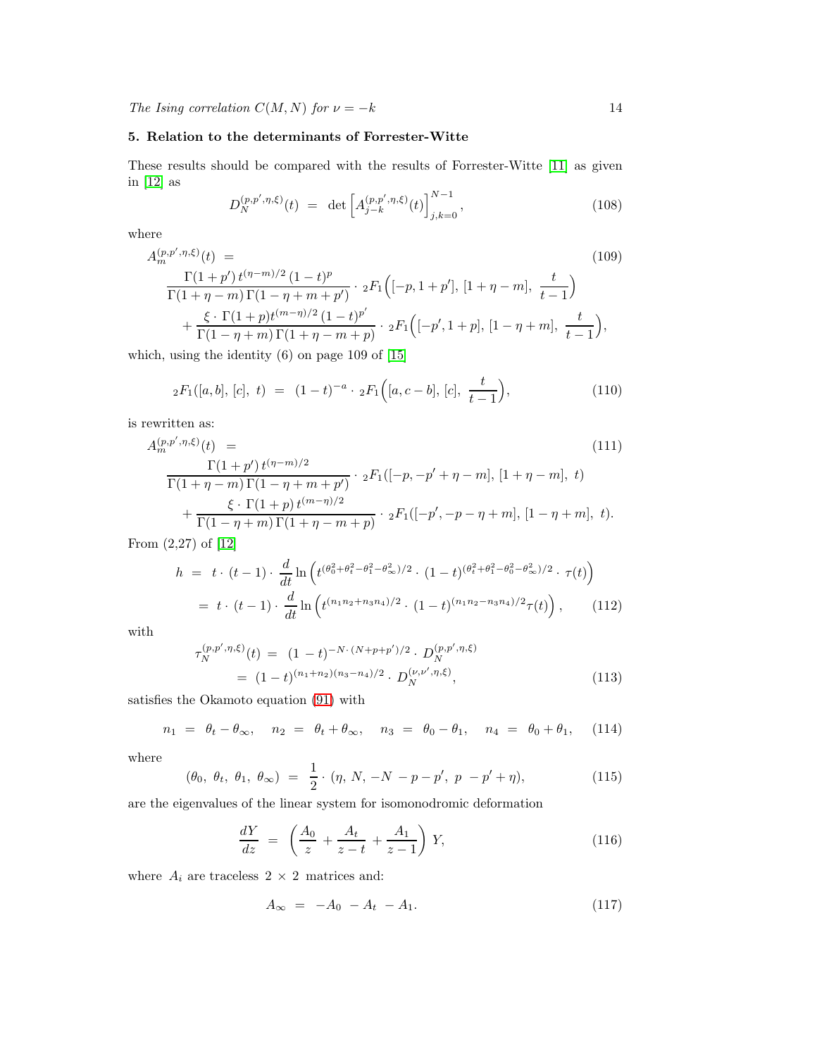## 5. Relation to the determinants of Forrester-Witte

These results should be compared with the results of Forrester-Witte [11] as given in [12] as

$$D_N^{(p,p',\eta,\xi)}(t) \;=\; \det\Big[A_{j-k}^{(p,p',\eta,\xi)}(t)\Big]_{j,k=0}^{N-1}, \tag{108}$$

where

$$\begin{aligned} &A_m^{(p,p',\eta,\xi)}(t) \;= \\ &\quad \frac{\Gamma(1+p')\, t^{(\eta-m)/2}\,(1-t)^p}{\Gamma(1+\eta-m)\,\Gamma(1-\eta+m+p')} \cdot {}_2F_1\Big([-p, 1+p'],\, [1+\eta-m],\, \frac{t}{t-1}\Big) \\ &\qquad + \frac{\xi\cdot\Gamma(1+p) t^{(m-\eta)/2}\,(1-t)^{p'}}{\Gamma(1-\eta+m)\,\Gamma(1+\eta-m+p)} \cdot {}_2F_1\Big([-p', 1+p],\, [1-\eta+m],\, \frac{t}{t-1}\Big), \end{aligned} \tag{109}$$

which, using the identity (6) on page 109 of [15]

$${}_2F_1([a,b],[c],\; t) \;=\; (1-t)^{-a}\cdot {}_2F_1\Big([a, c-b],\, [c],\, \frac{t}{t-1}\Big), \tag{110}$$

is rewritten as:

$$\begin{aligned} &A_m^{(p,p',\eta,\xi)}(t) \;= \\ &\quad \frac{\Gamma(1+p')\, t^{(\eta-m)/2}}{\Gamma(1+\eta-m)\,\Gamma(1-\eta+m+p')} \cdot {}_2F_1([-p, -p'+\eta-m],\, [1+\eta-m],\; t) \\ &\qquad + \frac{\xi\cdot\Gamma(1+p)\, t^{(m-\eta)/2}}{\Gamma(1-\eta+m)\,\Gamma(1+\eta-m+p)} \cdot {}_2F_1([-p', -p-\eta+m],\, [1-\eta+m],\; t). \end{aligned} \tag{111}$$

From (2,27) of [12]

$$\begin{aligned} h \;&=\; t\cdot(t-1)\cdot\frac{d}{dt}\ln\Big(t^{(\theta_0^2+\theta_t^2-\theta_1^2-\theta_\infty^2)/2}\cdot(1-t)^{(\theta_t^2+\theta_1^2-\theta_0^2-\theta_\infty^2)/2}\cdot\tau(t)\Big) \\ &=\; t\cdot(t-1)\cdot\frac{d}{dt}\ln\Big(t^{(n_1n_2+n_3n_4)/2}\cdot(1-t)^{(n_1n_2-n_3n_4)/2}\tau(t)\Big), \end{aligned} \tag{112}$$

with

$$\begin{aligned} \tau_N^{(p,p',\eta,\xi)}(t) \;&=\; (1-t)^{-N\cdot(N+p+p')/2}\cdot D_N^{(p,p',\eta,\xi)} \\ &=\; (1-t)^{(n_1+n_2)(n_3-n_4)/2}\cdot D_N^{(\nu,\nu',\eta,\xi)}, \end{aligned} \tag{113}$$

satisfies the Okamoto equation (91) with

$$n_1 \;=\; \theta_t-\theta_\infty, \quad n_2 \;=\; \theta_t+\theta_\infty, \quad n_3 \;=\; \theta_0-\theta_1, \quad n_4 \;=\; \theta_0+\theta_1, \tag{114}$$

where

$$(\theta_0,\;\theta_t,\;\theta_1,\;\theta_\infty) \;=\; \frac{1}{2}\cdot(\eta,\; N,\; -N\,-p-p',\; p\;-p'+\eta), \tag{115}$$

are the eigenvalues of the linear system for isomonodromic deformation

$$\frac{dY}{dz} \;=\; \Big(\frac{A_0}{z}+\frac{A_t}{z-t}+\frac{A_1}{z-1}\Big)\,Y, \tag{116}$$

where $A_i$ are traceless $2\times 2$ matrices and:

$$A_\infty \;=\; -A_0\,-A_t\,-A_1. \tag{117}$$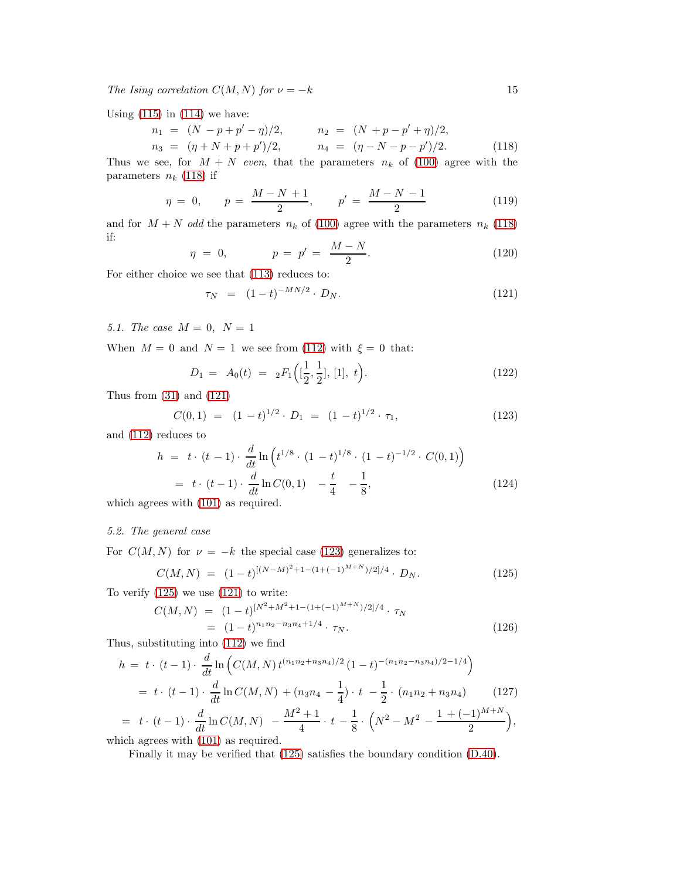Using (115) in (114) we have:

$$
\begin{aligned}
n_1 \;&=\; (N - p + p' - \eta)/2, \qquad & n_2 \;&=\; (N + p - p' + \eta)/2, \\
n_3 \;&=\; (\eta + N + p + p')/2, \qquad & n_4 \;&=\; (\eta - N - p - p')/2.
\end{aligned} \tag{118}
$$

Thus we see, for $M + N$ *even*, that the parameters $n_k$ of (100) agree with the parameters $n_k$ (118) if

$$
\eta \;=\; 0, \qquad p \;=\; \frac{M - N + 1}{2}, \qquad p' \;=\; \frac{M - N - 1}{2} \tag{119}
$$

and for $M + N$ *odd* the parameters $n_k$ of (100) agree with the parameters $n_k$ (118) if:

$$
\eta \;=\; 0, \qquad\qquad p \;=\; p' \;=\; \frac{M - N}{2}. \tag{120}
$$

For either choice we see that (113) reduces to:

$$
\tau_N \;\;=\;\; (1-t)^{-MN/2} \cdot D_N. \tag{121}
$$

### 5.1. The case $M = 0,\; N = 1$

When $M = 0$ and $N = 1$ we see from (112) with $\xi = 0$ that:

$$
D_1 \;=\; A_0(t) \;=\; {}_2F_1\Big([\frac{1}{2}, \frac{1}{2}],\, [1],\; t\Big). \tag{122}
$$

Thus from (31) and (121)

$$
C(0,1) \;=\; (1-t)^{1/2} \cdot D_1 \;=\; (1-t)^{1/2} \cdot \tau_1, \tag{123}
$$

and (112) reduces to

$$
\begin{aligned}
h \;&=\; t \cdot (t-1) \cdot \frac{d}{dt} \ln\Big(t^{1/8} \cdot (1-t)^{1/8} \cdot (1-t)^{-1/2} \cdot C(0,1)\Big) \\
&=\; t \cdot (t-1) \cdot \frac{d}{dt} \ln C(0,1) \quad - \frac{t}{4} \quad - \frac{1}{8},
\end{aligned} \tag{124}
$$

which agrees with (101) as required.

### 5.2. The general case

For $C(M,N)$ for $\nu = -k$ the special case (123) generalizes to:

$$
C(M,N) \;=\; (1-t)^{[(N-M)^2 + 1 - (1 + (-1)^{M+N})/2]/4} \cdot D_N. \tag{125}
$$

To verify (125) we use (121) to write:

$$
\begin{aligned}
C(M,N) \;&=\; (1-t)^{[N^2 + M^2 + 1 - (1 + (-1)^{M+N})/2]/4} \cdot \tau_N \\
&=\; (1-t)^{n_1 n_2 - n_3 n_4 + 1/4} \cdot \tau_N.
\end{aligned} \tag{126}
$$

Thus, substituting into (112) we find

$$
\begin{aligned}
h \;&=\; t \cdot (t-1) \cdot \frac{d}{dt} \ln\Big(C(M,N)\, t^{(n_1 n_2 + n_3 n_4)/2}\, (1-t)^{-(n_1 n_2 - n_3 n_4)/2 - 1/4}\Big) \\
&=\; t \cdot (t-1) \cdot \frac{d}{dt} \ln C(M,N) \;+ (n_3 n_4 - \frac{1}{4}) \cdot t \;- \frac{1}{2} \cdot (n_1 n_2 + n_3 n_4) \\
&=\; t \cdot (t-1) \cdot \frac{d}{dt} \ln C(M,N) \;\; - \frac{M^2 + 1}{4} \cdot t \;-\frac{1}{8} \cdot \Big(N^2 - M^2 - \frac{1 + (-1)^{M+N}}{2}\Big),
\end{aligned} \tag{127}
$$

which agrees with (101) as required.

Finally it may be verified that (125) satisfies the boundary condition (D.40).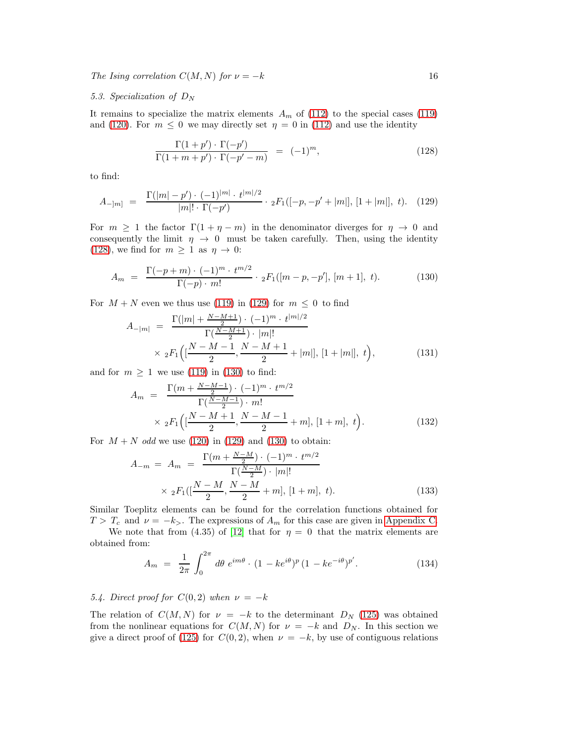### 5.3. Specialization of $D_N$

It remains to specialize the matrix elements $A_m$ of (112) to the special cases (119) and (120). For $m \le 0$ we may directly set $\eta = 0$ in (112) and use the identity

$$\frac{\Gamma(1+p') \cdot \Gamma(-p')}{\Gamma(1+m+p') \cdot \Gamma(-p'-m)} \;=\; (-1)^m, \tag{128}$$

to find:

$$A_{-]m]} \;=\; \frac{\Gamma(|m|-p') \cdot (-1)^{|m|} \cdot t^{|m|/2}}{|m|! \cdot \Gamma(-p')} \cdot {}_2F_1([-p, -p'+|m|], [1+|m|], \; t). \tag{129}$$

For $m \ge 1$ the factor $\Gamma(1+\eta-m)$ in the denominator diverges for $\eta \to 0$ and consequently the limit $\eta \to 0$ must be taken carefully. Then, using the identity (128), we find for $m \ge 1$ as $\eta \to 0$:

$$A_m \;=\; \frac{\Gamma(-p+m) \cdot (-1)^m \cdot t^{m/2}}{\Gamma(-p) \cdot m!} \cdot {}_2F_1([m-p, -p'], [m+1], \; t). \tag{130}$$

For $M+N$ even we thus use (119) in (129) for $m \le 0$ to find

$$A_{-|m|} \;=\; \frac{\Gamma(|m| + \frac{N-M+1}{2}) \cdot (-1)^m \cdot t^{|m|/2}}{\Gamma(\frac{N-M+1}{2}) \cdot |m|!}$$
$$\times \; {}_2F_1\Big([\frac{N-M-1}{2}, \frac{N-M+1}{2} + |m|], [1+|m|], \; t\Big), \tag{131}$$

and for $m \ge 1$ we use (119) in (130) to find:

$$A_m \;=\; \frac{\Gamma(m + \frac{N-M-1}{2}) \cdot (-1)^m \cdot t^{m/2}}{\Gamma(\frac{N-M-1}{2}) \cdot m!}$$
$$\times \; {}_2F_1\Big([\frac{N-M+1}{2}, \frac{N-M-1}{2} + m], [1+m], \; t\Big). \tag{132}$$

For $M+N$ *odd* we use (120) in (129) and (130) to obtain:

$$A_{-m} \;=\; A_m \;=\; \frac{\Gamma(m + \frac{N-M}{2}) \cdot (-1)^m \cdot t^{m/2}}{\Gamma(\frac{N-M}{2}) \cdot |m|!}$$
$$\times \; {}_2F_1([\frac{N-M}{2}, \frac{N-M}{2} + m], [1+m], \; t). \tag{133}$$

Similar Toeplitz elements can be found for the correlation functions obtained for $T > T_c$ and $\nu = -k_>$. The expressions of $A_m$ for this case are given in Appendix C.

We note that from (4.35) of [12] that for $\eta = 0$ that the matrix elements are obtained from:

$$A_m \;=\; \frac{1}{2\pi} \int_0^{2\pi} d\theta \; e^{im\theta} \cdot (1-ke^{i\theta})^p \, (1-ke^{-i\theta})^{p'}. \tag{134}$$

### 5.4. Direct proof for $C(0,2)$ when $\nu = -k$

The relation of $C(M,N)$ for $\nu = -k$ to the determinant $D_N$ (125) was obtained from the nonlinear equations for $C(M,N)$ for $\nu = -k$ and $D_N$. In this section we give a direct proof of (125) for $C(0,2)$, when $\nu = -k$, by use of contiguous relations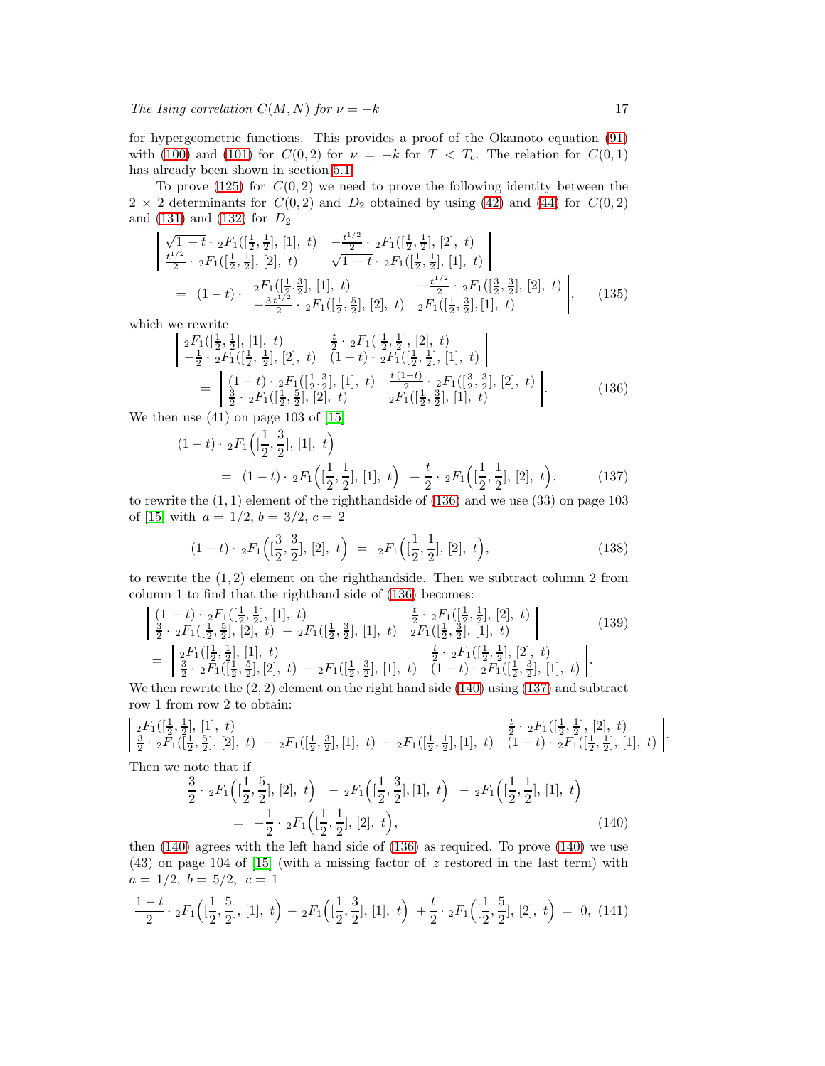for hypergeometric functions. This provides a proof of the Okamoto equation (91) with (100) and (101) for $C(0,2)$ for $\nu = -k$ for $T < T_c$. The relation for $C(0,1)$ has already been shown in section 5.1.

To prove (125) for $C(0,2)$ we need to prove the following identity between the $2 \times 2$ determinants for $C(0,2)$ and $D_2$ obtained by using (42) and (44) for $C(0,2)$ and (131) and (132) for $D_2$

$$
\begin{vmatrix} \sqrt{1-t} \cdot {}_2F_1([\frac{1}{2},\frac{1}{2}],[1],\ t) & -\frac{t^{1/2}}{2} \cdot {}_2F_1([\frac{1}{2},\frac{1}{2}],[2],\ t) \\ \frac{t^{1/2}}{2} \cdot {}_2F_1([\frac{1}{2},\frac{1}{2}],[2],\ t) & \sqrt{1-t} \cdot {}_2F_1([\frac{1}{2},\frac{1}{2}],[1],\ t) \end{vmatrix}
$$
$$
= (1-t) \cdot \begin{vmatrix} {}_2F_1([\frac{1}{2},\frac{3}{2}],[1],\ t) & -\frac{t^{1/2}}{2} \cdot {}_2F_1([\frac{3}{2},\frac{3}{2}],[2],\ t) \\ -\frac{3\,t^{1/2}}{2} \cdot {}_2F_1([\frac{1}{2},\frac{5}{2}],[2],\ t) & {}_2F_1([\frac{1}{2},\frac{3}{2}],[1],\ t) \end{vmatrix}, \qquad (135)
$$

which we rewrite

$$
\begin{vmatrix} {}_2F_1([\frac{1}{2},\frac{1}{2}],[1],\ t) & \frac{t}{2} \cdot {}_2F_1([\frac{1}{2},\frac{1}{2}],[2],\ t) \\ -\frac{1}{2} \cdot {}_2F_1([\frac{1}{2},\frac{1}{2}],[2],\ t) & (1-t) \cdot {}_2F_1([\frac{1}{2},\frac{1}{2}],[1],\ t) \end{vmatrix}
$$
$$
= \begin{vmatrix} (1-t) \cdot {}_2F_1([\frac{1}{2},\frac{3}{2}],[1],\ t) & \frac{t\,(1-t)}{2} \cdot {}_2F_1([\frac{3}{2},\frac{3}{2}],[2],\ t) \\ \frac{3}{2} \cdot {}_2F_1([\frac{1}{2},\frac{5}{2}],[2],\ t) & {}_2F_1([\frac{1}{2},\frac{3}{2}],[1],\ t) \end{vmatrix}. \qquad (136)
$$

We then use (41) on page 103 of [15]

$$
(1-t) \cdot {}_2F_1\Big([\frac{1}{2},\frac{3}{2}],[1],\ t\Big)
$$
$$
= (1-t) \cdot {}_2F_1\Big([\frac{1}{2},\frac{1}{2}],[1],\ t\Big) \ + \frac{t}{2} \cdot {}_2F_1\Big([\frac{1}{2},\frac{1}{2}],[2],\ t\Big), \qquad (137)
$$

to rewrite the $(1,1)$ element of the righthandside of (136) and we use (33) on page 103 of [15] with $a = 1/2, b = 3/2, c = 2$

$$
(1-t) \cdot {}_2F_1\Big([\frac{3}{2},\frac{3}{2}],[2],\ t\Big) \ = \ {}_2F_1\Big([\frac{1}{2},\frac{1}{2}],[2],\ t\Big), \qquad (138)
$$

to rewrite the $(1,2)$ element on the righthandside. Then we subtract column 2 from column 1 to find that the righthand side of (136) becomes:

$$
\begin{vmatrix} (1-t) \cdot {}_2F_1([\frac{1}{2},\frac{1}{2}],[1],\ t) & \frac{t}{2} \cdot {}_2F_1([\frac{1}{2},\frac{1}{2}],[2],\ t) \\ \frac{3}{2} \cdot {}_2F_1([\frac{1}{2},\frac{5}{2}],[2],\ t) \ - \ {}_2F_1([\frac{1}{2},\frac{3}{2}],[1],\ t) & {}_2F_1([\frac{1}{2},\frac{3}{2}],[1],\ t) \end{vmatrix} \qquad (139)
$$
$$
= \begin{vmatrix} {}_2F_1([\frac{1}{2},\frac{1}{2}],[1],\ t) & \frac{t}{2} \cdot {}_2F_1([\frac{1}{2},\frac{1}{2}],[2],\ t) \\ \frac{3}{2} \cdot {}_2F_1([\frac{1}{2},\frac{5}{2}],[2],\ t) \ - \ {}_2F_1([\frac{1}{2},\frac{3}{2}],[1],\ t) & (1-t) \cdot {}_2F_1([\frac{1}{2},\frac{3}{2}],[1],\ t) \end{vmatrix}.
$$

We then rewrite the $(2,2)$ element on the right hand side (140) using (137) and subtract row 1 from row 2 to obtain:

$$
\begin{vmatrix} {}_2F_1([\frac{1}{2},\frac{1}{2}],[1],\ t) & \frac{t}{2} \cdot {}_2F_1([\frac{1}{2},\frac{1}{2}],[2],\ t) \\ \frac{3}{2} \cdot {}_2F_1([\frac{1}{2},\frac{5}{2}],[2],\ t) \ - \ {}_2F_1([\frac{1}{2},\frac{3}{2}],[1],\ t) \ - \ {}_2F_1([\frac{1}{2},\frac{1}{2}],[1],\ t) & (1-t) \cdot {}_2F_1([\frac{1}{2},\frac{1}{2}],[1],\ t) \end{vmatrix}.
$$

Then we note that if

$$
\frac{3}{2} \cdot {}_2F_1\Big([\frac{1}{2},\frac{5}{2}],[2],\ t\Big) \ - {}_2F_1\Big([\frac{1}{2},\frac{3}{2}],[1],\ t\Big) \ - {}_2F_1\Big([\frac{1}{2},\frac{1}{2}],[1],\ t\Big)
$$
$$
= \ -\frac{1}{2} \cdot {}_2F_1\Big([\frac{1}{2},\frac{1}{2}],[2],\ t\Big), \qquad (140)
$$

then (140) agrees with the left hand side of (136) as required. To prove (140) we use (43) on page 104 of [15] (with a missing factor of $z$ restored in the last term) with $a = 1/2,\ b = 5/2,\ c = 1$

$$
\frac{1-t}{2} \cdot {}_2F_1\Big([\frac{1}{2},\frac{5}{2}],[1],\ t\Big) - {}_2F_1\Big([\frac{1}{2},\frac{3}{2}],[1],\ t\Big) \ + \frac{t}{2} \cdot {}_2F_1\Big([\frac{1}{2},\frac{5}{2}],[2],\ t\Big) \ = \ 0, \ (141)
$$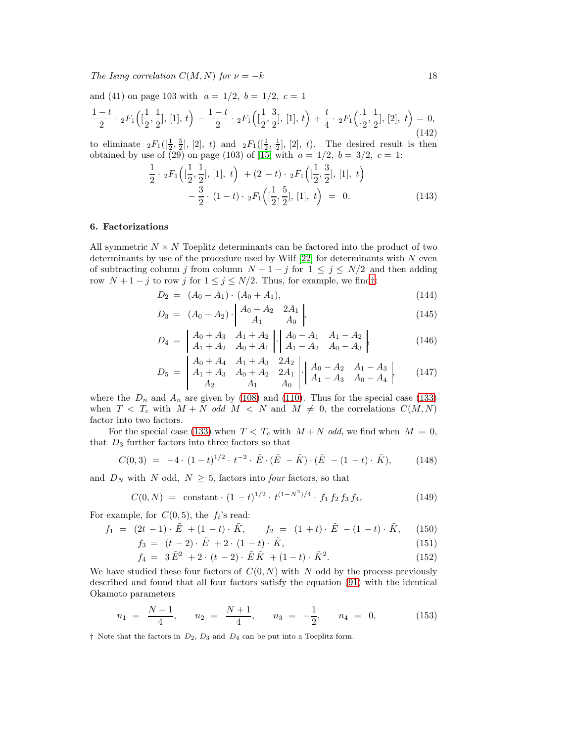and (41) on page 103 with $a = 1/2,\ b = 1/2,\ c = 1$

$$\frac{1-t}{2} \cdot {}_2F_1\Big([\frac{1}{2},\frac{1}{2}],\,[1],\,t\Big) \,-\, \frac{1-t}{2} \cdot {}_2F_1\Big([\frac{1}{2},\frac{3}{2}],\,[1],\,t\Big) \,+\, \frac{t}{4} \cdot {}_2F_1\Big([\frac{1}{2},\frac{1}{2}],\,[2],\,t\Big) \,=\, 0, \tag{142}$$

to eliminate ${}_2F_1([\frac{1}{2}, \frac{5}{2}],\,[2],\,t)$ and ${}_2F_1([\frac{1}{2},\,\frac{1}{2}],\,[2],\,t)$. The desired result is then obtained by use of (29) on page (103) of [15] with $a = 1/2,\ b = 3/2,\ c = 1$:

$$\frac{1}{2} \cdot {}_2F_1\Big([\frac{1}{2},\frac{1}{2}],\,[1],\,t\Big) \,+ (2-t) \cdot {}_2F_1\Big([\frac{1}{2},\frac{3}{2}],\,[1],\,t\Big) \\ -\,\frac{3}{2} \cdot (1-t) \cdot {}_2F_1\Big([\frac{1}{2},\frac{5}{2}],\,[1],\,t\Big) \,=\, 0. \tag{143}$$

## 6. Factorizations

All symmetric $N \times N$ Toeplitz determinants can be factored into the product of two determinants by use of the procedure used by Wilf [22] for determinants with $N$ even of subtracting column $j$ from column $N+1-j$ for $1 \le j \le N/2$ and then adding row $N+1-j$ to row $j$ for $1 \le j \le N/2$. Thus, for example, we find†:

$$D_2 \,=\, (A_0 - A_1) \cdot (A_0 + A_1), \tag{144}$$

$$D_3 \,=\, (A_0 - A_2) \cdot \begin{vmatrix} A_0 + A_2 & 2A_1 \\ A_1 & A_0 \end{vmatrix}, \tag{145}$$

$$D_4 \,=\, \begin{vmatrix} A_0 + A_3 & A_1 + A_2 \\ A_1 + A_2 & A_0 + A_1 \end{vmatrix} \cdot \begin{vmatrix} A_0 - A_1 & A_1 - A_2 \\ A_1 - A_2 & A_0 - A_3 \end{vmatrix}, \tag{146}$$

$$D_5 \,=\, \begin{vmatrix} A_0 + A_4 & A_1 + A_3 & 2A_2 \\ A_1 + A_3 & A_0 + A_2 & 2A_1 \\ A_2 & A_1 & A_0 \end{vmatrix} \cdot \begin{vmatrix} A_0 - A_2 & A_1 - A_3 \\ A_1 - A_3 & A_0 - A_4 \end{vmatrix}, \tag{147}$$

where the $D_n$ and $A_n$ are given by (108) and (110). Thus for the special case (133) when $T < T_c$ with $M+N$ *odd* $M < N$ and $M \ne 0$, the correlations $C(M,N)$ factor into two factors.

For the special case (133) when $T < T_c$ with $M+N$ *odd*, we find when $M = 0$, that $D_3$ further factors into three factors so that

$$C(0,3) \,=\, -4 \cdot (1-t)^{1/2} \cdot t^{-2} \cdot \tilde{E} \cdot (\tilde{E} \,-\tilde{K}) \cdot (\tilde{E} \,-(1-t) \cdot \tilde{K}), \tag{148}$$

and $D_N$ with $N$ odd, $N \ge 5$, factors into *four* factors, so that

$$C(0,N) \,=\, \text{constant} \cdot (1\,-t)^{1/2} \cdot t^{(1-N^2)/4} \cdot f_1\, f_2\, f_3\, f_4, \tag{149}$$

For example, for $C(0,5)$, the $f_i$'s read:

$$f_1 \,=\, (2t\,-1) \cdot \tilde{E} \,+ (1-t) \cdot \tilde{K}, \qquad f_2 \,=\, (1+t) \cdot \tilde{E} \,- (1\,-t) \cdot \tilde{K}, \tag{150}$$

$$f_3 \,=\, (t\,-2) \cdot \tilde{E} \,+ 2 \cdot (1-t) \cdot \tilde{K}, \tag{151}$$

$$f_4 \,=\, 3\,\tilde{E}^2 \,+ 2 \cdot (t\,-2) \cdot \tilde{E}\,\tilde{K} \,+ (1-t) \cdot \tilde{K}^2. \tag{152}$$

We have studied these four factors of $C(0,N)$ with $N$ odd by the process previously described and found that all four factors satisfy the equation (91) with the identical Okamoto parameters

$$n_1 \,=\, \frac{N-1}{4}, \qquad n_2 \,=\, \frac{N+1}{4}, \qquad n_3 \,=\, -\frac{1}{2}, \qquad n_4 \,=\, 0, \tag{153}$$

† Note that the factors in $D_2$, $D_3$ and $D_4$ can be put into a Toeplitz form.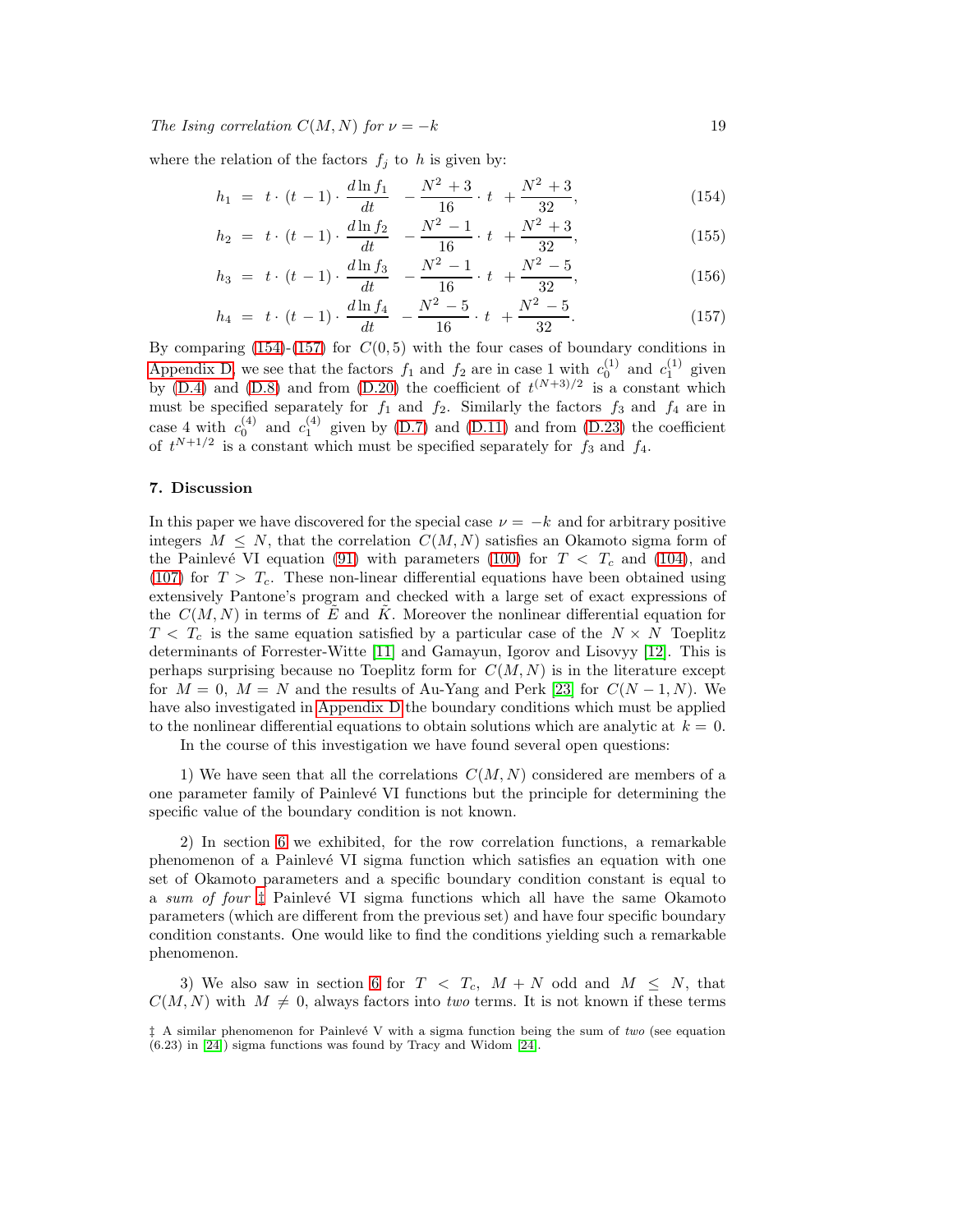where the relation of the factors $f_j$ to $h$ is given by:

$$h_1 \; = \; t \cdot (t-1) \cdot \frac{d \ln f_1}{dt} \; - \frac{N^2+3}{16} \cdot t \; + \frac{N^2+3}{32}, \tag{154}$$

$$h_2 \; = \; t \cdot (t-1) \cdot \frac{d \ln f_2}{dt} \; - \frac{N^2-1}{16} \cdot t \; + \frac{N^2+3}{32}, \tag{155}$$

$$h_3 \; = \; t \cdot (t-1) \cdot \frac{d \ln f_3}{dt} \; - \frac{N^2-1}{16} \cdot t \; + \frac{N^2-5}{32}, \tag{156}$$

$$h_4 \; = \; t \cdot (t-1) \cdot \frac{d \ln f_4}{dt} \; - \frac{N^2-5}{16} \cdot t \; + \frac{N^2-5}{32}. \tag{157}$$

By comparing (154)-(157) for $C(0,5)$ with the four cases of boundary conditions in Appendix D, we see that the factors $f_1$ and $f_2$ are in case 1 with $c_0^{(1)}$ and $c_1^{(1)}$ given by (D.4) and (D.8) and from (D.20) the coefficient of $t^{(N+3)/2}$ is a constant which must be specified separately for $f_1$ and $f_2$. Similarly the factors $f_3$ and $f_4$ are in case 4 with $c_0^{(4)}$ and $c_1^{(4)}$ given by (D.7) and (D.11) and from (D.23) the coefficient of $t^{N+1/2}$ is a constant which must be specified separately for $f_3$ and $f_4$.

## 7. Discussion

In this paper we have discovered for the special case $\nu = -k$ and for arbitrary positive integers $M \leq N$, that the correlation $C(M,N)$ satisfies an Okamoto sigma form of the Painlevé VI equation (91) with parameters (100) for $T < T_c$ and (104), and (107) for $T > T_c$. These non-linear differential equations have been obtained using extensively Pantone's program and checked with a large set of exact expressions of the $C(M,N)$ in terms of $\tilde{E}$ and $\tilde{K}$. Moreover the nonlinear differential equation for $T < T_c$ is the same equation satisfied by a particular case of the $N \times N$ Toeplitz determinants of Forrester-Witte [11] and Gamayun, Igorov and Lisovyy [12]. This is perhaps surprising because no Toeplitz form for $C(M,N)$ is in the literature except for $M = 0$, $M = N$ and the results of Au-Yang and Perk [23] for $C(N-1,N)$. We have also investigated in Appendix D the boundary conditions which must be applied to the nonlinear differential equations to obtain solutions which are analytic at $k = 0$.

In the course of this investigation we have found several open questions:

1) We have seen that all the correlations $C(M,N)$ considered are members of a one parameter family of Painlevé VI functions but the principle for determining the specific value of the boundary condition is not known.

2) In section 6 we exhibited, for the row correlation functions, a remarkable phenomenon of a Painlevé VI sigma function which satisfies an equation with one set of Okamoto parameters and a specific boundary condition constant is equal to a *sum of four* ‡ Painlevé VI sigma functions which all have the same Okamoto parameters (which are different from the previous set) and have four specific boundary condition constants. One would like to find the conditions yielding such a remarkable phenomenon.

3) We also saw in section 6 for $T < T_c$, $M+N$ odd and $M \leq N$, that $C(M,N)$ with $M \neq 0$, always factors into *two* terms. It is not known if these terms

‡ A similar phenomenon for Painlevé V with a sigma function being the sum of *two* (see equation (6.23) in [24]) sigma functions was found by Tracy and Widom [24].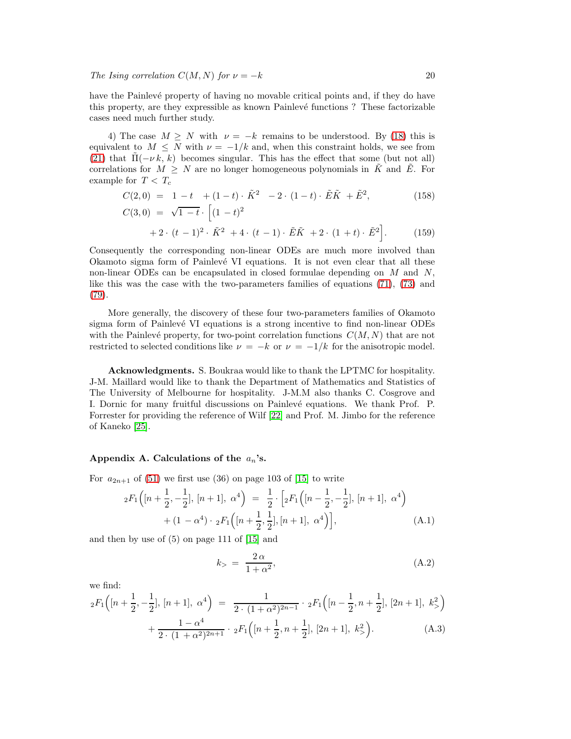have the Painlevé property of having no movable critical points and, if they do have this property, are they expressible as known Painlevé functions ? These factorizable cases need much further study.

4) The case $M \geq N$ with $\nu = -k$ remains to be understood. By (18) this is equivalent to $M \leq N$ with $\nu = -1/k$ and, when this constraint holds, we see from (21) that $\tilde{\Pi}(-\nu\, k,\, k)$ becomes singular. This has the effect that some (but not all) correlations for $M \geq N$ are no longer homogeneous polynomials in $\tilde{K}$ and $\tilde{E}$. For example for $T < T_c$

$$C(2,0) \;=\; 1 - t \;\; + (1-t) \cdot \tilde{K}^2 \;\; - 2 \cdot (1-t) \cdot \tilde{E}\tilde{K} \;\; + \tilde{E}^2, \tag{158}$$

$$C(3,0) \;=\; \sqrt{1-t} \cdot \Bigl[(1-t)^2 + 2 \cdot (t-1)^2 \cdot \tilde{K}^2 \;\; + 4 \cdot (t-1) \cdot \tilde{E}\tilde{K} \;\; + 2 \cdot (1+t) \cdot \tilde{E}^2\Bigr]. \tag{159}$$

Consequently the corresponding non-linear ODEs are much more involved than Okamoto sigma form of Painlevé VI equations. It is not even clear that all these non-linear ODEs can be encapsulated in closed formulae depending on $M$ and $N$, like this was the case with the two-parameters families of equations (71), (73) and (79).

More generally, the discovery of these four two-parameters families of Okamoto sigma form of Painlevé VI equations is a strong incentive to find non-linear ODEs with the Painlevé property, for two-point correlation functions $C(M,N)$ that are not restricted to selected conditions like $\nu = -k$ or $\nu = -1/k$ for the anisotropic model.

**Acknowledgments.** S. Boukraa would like to thank the LPTMC for hospitality. J-M. Maillard would like to thank the Department of Mathematics and Statistics of The University of Melbourne for hospitality. J-M.M also thanks C. Cosgrove and I. Dornic for many fruitful discussions on Painlevé equations. We thank Prof. P. Forrester for providing the reference of Wilf [22] and Prof. M. Jimbo for the reference of Kaneko [25].

## Appendix A. Calculations of the $a_n$'s.

For $a_{2n+1}$ of (51) we first use (36) on page 103 of [15] to write

$${}_2F_1\Bigl([n+\frac{1}{2}, -\frac{1}{2}],\, [n+1],\; \alpha^4\Bigr) \;=\; \frac{1}{2} \cdot \Bigl[{}_2F_1\Bigl([n-\frac{1}{2}, -\frac{1}{2}],\, [n+1],\; \alpha^4\Bigr) + (1-\alpha^4) \cdot {}_2F_1\Bigl([n+\frac{1}{2}, \frac{1}{2}], [n+1],\; \alpha^4\Bigr)\Bigr], \tag{A.1}$$

and then by use of (5) on page 111 of [15] and

$$k_> \;=\; \frac{2\,\alpha}{1+\alpha^2}, \tag{A.2}$$

we find:

$${}_2F_1\Bigl([n+\frac{1}{2}, -\frac{1}{2}],\, [n+1],\; \alpha^4\Bigr) \;=\; \frac{1}{2 \cdot (1+\alpha^2)^{2n-1}} \cdot {}_2F_1\Bigl([n-\frac{1}{2}, n+\frac{1}{2}],\, [2n+1],\; k_>^2\Bigr) + \frac{1-\alpha^4}{2 \cdot (1+\alpha^2)^{2n+1}} \cdot {}_2F_1\Bigl([n+\frac{1}{2}, n+\frac{1}{2}],\, [2n+1],\; k_>^2\Bigr). \tag{A.3}$$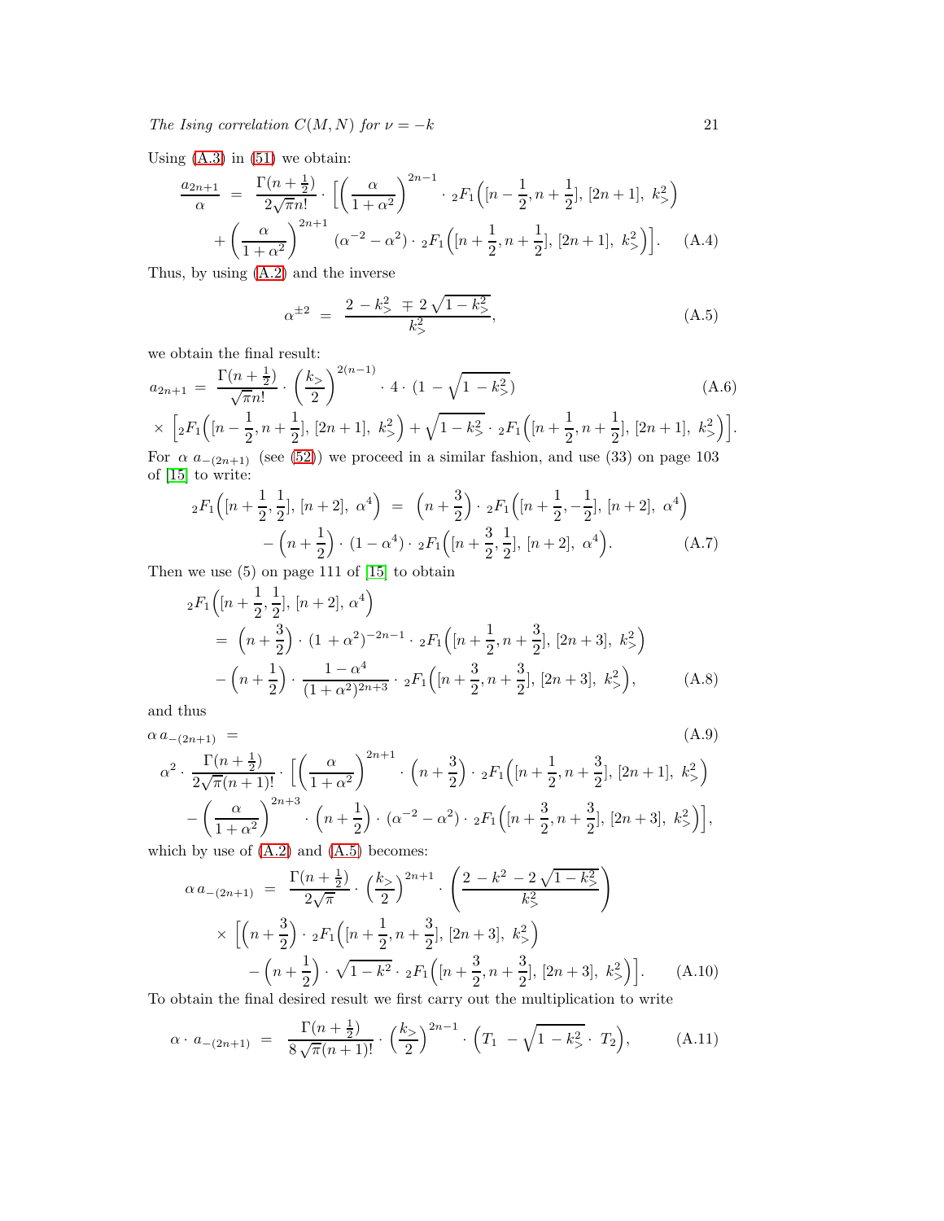Using (A.3) in (51) we obtain:

$$\frac{a_{2n+1}}{\alpha} \;=\; \frac{\Gamma(n+\frac{1}{2})}{2\sqrt{\pi}n!}\cdot \Big[\Big(\frac{\alpha}{1+\alpha^2}\Big)^{2n-1}\cdot {}_2F_1\Big([n-\frac{1}{2},n+\frac{1}{2}],\,[2n+1],\;k_>^2\Big)$$
$$+\Big(\frac{\alpha}{1+\alpha^2}\Big)^{2n+1}\,(\alpha^{-2}-\alpha^2)\cdot {}_2F_1\Big([n+\frac{1}{2},n+\frac{1}{2}],\,[2n+1],\;k_>^2\Big)\Big]. \qquad \text{(A.4)}$$

Thus, by using (A.2) and the inverse

$$\alpha^{\pm 2} \;=\; \frac{2\,-k_>^2\;\mp 2\,\sqrt{1-k_>^2}}{k_>^2}, \qquad \text{(A.5)}$$

we obtain the final result:

$$a_{2n+1} \;=\; \frac{\Gamma(n+\frac{1}{2})}{\sqrt{\pi}n!}\cdot\Big(\frac{k_>}{2}\Big)^{2(n-1)}\cdot 4\cdot(1\,-\sqrt{1-k_>^2}) \qquad \text{(A.6)}$$
$$\times\;\Big[{}_2F_1\Big([n-\frac{1}{2},n+\frac{1}{2}],\,[2n+1],\;k_>^2\Big)+\sqrt{1-k_>^2}\cdot {}_2F_1\Big([n+\frac{1}{2},n+\frac{1}{2}],\,[2n+1],\;k_>^2\Big)\Big].$$

For $\alpha\;a_{-(2n+1)}$ (see (52)) we proceed in a similar fashion, and use (33) on page 103 of [15] to write:

$${}_2F_1\Big([n+\frac{1}{2},\frac{1}{2}],\,[n+2],\;\alpha^4\Big) \;=\; \Big(n+\frac{3}{2}\Big)\cdot {}_2F_1\Big([n+\frac{1}{2},-\frac{1}{2}],\,[n+2],\;\alpha^4\Big)$$
$$-\Big(n+\frac{1}{2}\Big)\cdot(1-\alpha^4)\cdot {}_2F_1\Big([n+\frac{3}{2},\frac{1}{2}],\,[n+2],\;\alpha^4\Big). \qquad \text{(A.7)}$$

Then we use (5) on page 111 of [15] to obtain

$${}_2F_1\Big([n+\frac{1}{2},\frac{1}{2}],\,[n+2],\,\alpha^4\Big)$$
$$=\;\Big(n+\frac{3}{2}\Big)\cdot(1\,+\alpha^2)^{-2n-1}\cdot {}_2F_1\Big([n+\frac{1}{2},n+\frac{3}{2}],\,[2n+3],\;k_>^2\Big)$$
$$-\Big(n+\frac{1}{2}\Big)\cdot\frac{1-\alpha^4}{(1+\alpha^2)^{2n+3}}\cdot {}_2F_1\Big([n+\frac{3}{2},n+\frac{3}{2}],\,[2n+3],\;k_>^2\Big), \qquad \text{(A.8)}$$

and thus

$$\alpha\,a_{-(2n+1)} \;= \qquad \text{(A.9)}$$
$$\alpha^2\cdot\frac{\Gamma(n+\frac{1}{2})}{2\sqrt{\pi}(n+1)!}\cdot\Big[\Big(\frac{\alpha}{1+\alpha^2}\Big)^{2n+1}\cdot\Big(n+\frac{3}{2}\Big)\cdot {}_2F_1\Big([n+\frac{1}{2},n+\frac{3}{2}],\,[2n+1],\;k_>^2\Big)$$
$$-\Big(\frac{\alpha}{1+\alpha^2}\Big)^{2n+3}\cdot\Big(n+\frac{1}{2}\Big)\cdot(\alpha^{-2}-\alpha^2)\cdot {}_2F_1\Big([n+\frac{3}{2},n+\frac{3}{2}],\,[2n+3],\;k_>^2\Big)\Big],$$

which by use of (A.2) and (A.5) becomes:

$$\alpha\,a_{-(2n+1)} \;=\; \frac{\Gamma(n+\frac{1}{2})}{2\sqrt{\pi}}\cdot\Big(\frac{k_>}{2}\Big)^{2n+1}\cdot\Big(\frac{2\,-k^2\,-2\,\sqrt{1-k_>^2}}{k_>^2}\Big)$$
$$\times\;\Big[\Big(n+\frac{3}{2}\Big)\cdot {}_2F_1\Big([n+\frac{1}{2},n+\frac{3}{2}],\,[2n+3],\;k_>^2\Big)$$
$$-\Big(n+\frac{1}{2}\Big)\cdot\sqrt{1-k^2}\cdot {}_2F_1\Big([n+\frac{3}{2},n+\frac{3}{2}],\,[2n+3],\;k_>^2\Big)\Big]. \qquad \text{(A.10)}$$

To obtain the final desired result we first carry out the multiplication to write

$$\alpha\cdot\,a_{-(2n+1)} \;=\; \frac{\Gamma(n+\frac{1}{2})}{8\,\sqrt{\pi}(n+1)!}\cdot\Big(\frac{k_>}{2}\Big)^{2n-1}\cdot\Big(T_1\;-\sqrt{1-k_>^2}\cdot\,T_2\Big), \qquad \text{(A.11)}$$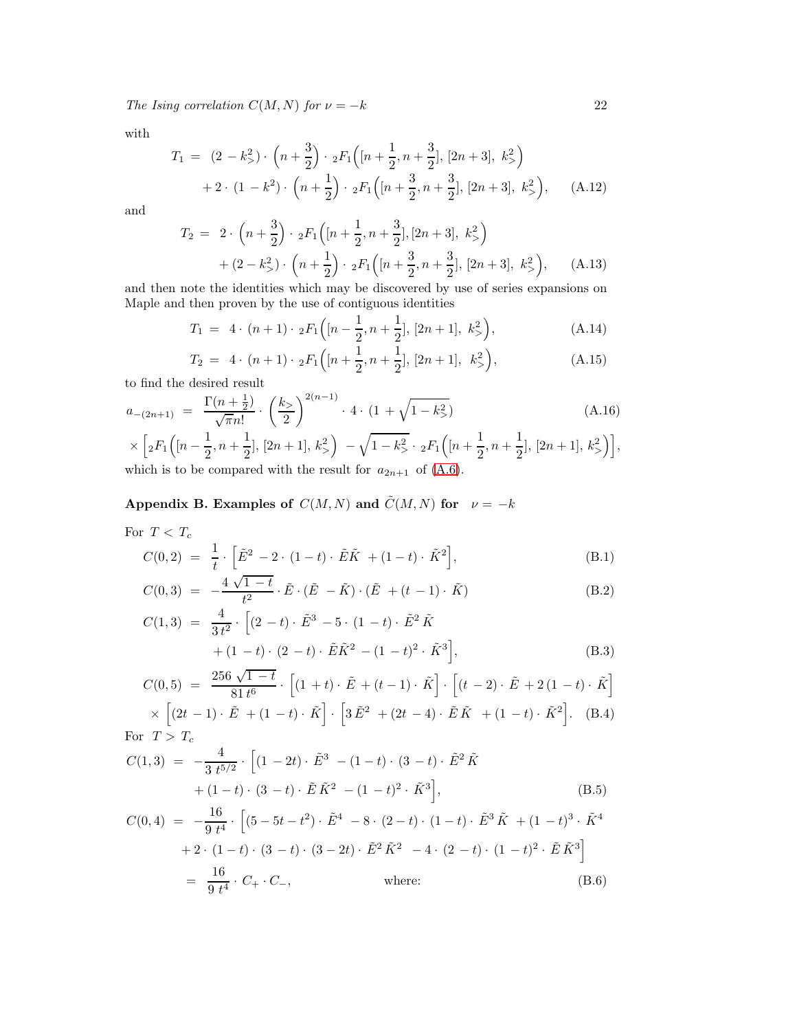with

$$T_1 = (2 - k_>^2) \cdot \Big(n + \frac{3}{2}\Big) \cdot {}_2F_1\Big([n + \frac{1}{2}, n + \frac{3}{2}], [2n + 3], k_>^2\Big) + 2 \cdot (1 - k^2) \cdot \Big(n + \frac{1}{2}\Big) \cdot {}_2F_1\Big([n + \frac{3}{2}, n + \frac{3}{2}], [2n + 3], k_>^2\Big), \qquad \text{(A.12)}$$

and

$$T_2 = 2 \cdot \Big(n + \frac{3}{2}\Big) \cdot {}_2F_1\Big([n + \frac{1}{2}, n + \frac{3}{2}], [2n + 3], k_>^2\Big) + (2 - k_>^2) \cdot \Big(n + \frac{1}{2}\Big) \cdot {}_2F_1\Big([n + \frac{3}{2}, n + \frac{3}{2}], [2n + 3], k_>^2\Big), \qquad \text{(A.13)}$$

and then note the identities which may be discovered by use of series expansions on Maple and then proven by the use of contiguous identities

$$T_1 = 4 \cdot (n + 1) \cdot {}_2F_1\Big([n - \frac{1}{2}, n + \frac{1}{2}], [2n + 1], k_>^2\Big), \qquad \text{(A.14)}$$

$$T_2 = 4 \cdot (n + 1) \cdot {}_2F_1\Big([n + \frac{1}{2}, n + \frac{1}{2}], [2n + 1], k_>^2\Big), \qquad \text{(A.15)}$$

to find the desired result

$$a_{-(2n+1)} = \frac{\Gamma(n + \frac{1}{2})}{\sqrt{\pi} n!} \cdot \Big(\frac{k_>}{2}\Big)^{2(n-1)} \cdot 4 \cdot (1 + \sqrt{1 - k_>^2}) \qquad \text{(A.16)}$$

$$\times \Big[{}_2F_1\Big([n - \frac{1}{2}, n + \frac{1}{2}], [2n + 1], k_>^2\Big) - \sqrt{1 - k_>^2} \cdot {}_2F_1\Big([n + \frac{1}{2}, n + \frac{1}{2}], [2n + 1], k_>^2\Big)\Big],$$

which is to be compared with the result for $a_{2n+1}$ of (A.6).

## Appendix B. Examples of $C(M, N)$ and $\tilde{C}(M, N)$ for $\nu = -k$

For $T < T_c$

$$C(0, 2) = \frac{1}{t} \cdot \Big[\tilde{E}^2 - 2 \cdot (1 - t) \cdot \tilde{E}\tilde{K} + (1 - t) \cdot \tilde{K}^2\Big], \qquad \text{(B.1)}$$

$$C(0, 3) = -\frac{4\sqrt{1 - t}}{t^2} \cdot \tilde{E} \cdot (\tilde{E} - \tilde{K}) \cdot (\tilde{E} + (t - 1) \cdot \tilde{K}) \qquad \text{(B.2)}$$

$$C(1, 3) = \frac{4}{3t^2} \cdot \Big[(2 - t) \cdot \tilde{E}^3 - 5 \cdot (1 - t) \cdot \tilde{E}^2 \tilde{K} + (1 - t) \cdot (2 - t) \cdot \tilde{E}\tilde{K}^2 - (1 - t)^2 \cdot \tilde{K}^3\Big], \qquad \text{(B.3)}$$

$$C(0, 5) = \frac{256\sqrt{1 - t}}{81 t^6} \cdot \Big[(1 + t) \cdot \tilde{E} + (t - 1) \cdot \tilde{K}\Big] \cdot \Big[(t - 2) \cdot \tilde{E} + 2(1 - t) \cdot \tilde{K}\Big] \times \Big[(2t - 1) \cdot \tilde{E} + (1 - t) \cdot \tilde{K}\Big] \cdot \Big[3\tilde{E}^2 + (2t - 4) \cdot \tilde{E}\tilde{K} + (1 - t) \cdot \tilde{K}^2\Big]. \qquad \text{(B.4)}$$

For $T > T_c$

$$C(1, 3) = -\frac{4}{3t^{5/2}} \cdot \Big[(1 - 2t) \cdot \tilde{E}^3 - (1 - t) \cdot (3 - t) \cdot \tilde{E}^2 \tilde{K} + (1 - t) \cdot (3 - t) \cdot \tilde{E}\tilde{K}^2 - (1 - t)^2 \cdot \tilde{K}^3\Big], \qquad \text{(B.5)}$$

$$C(0, 4) = -\frac{16}{9t^4} \cdot \Big[(5 - 5t - t^2) \cdot \tilde{E}^4 - 8 \cdot (2 - t) \cdot (1 - t) \cdot \tilde{E}^3 \tilde{K} + (1 - t)^3 \cdot \tilde{K}^4 + 2 \cdot (1 - t) \cdot (3 - t) \cdot (3 - 2t) \cdot \tilde{E}^2 \tilde{K}^2 - 4 \cdot (2 - t) \cdot (1 - t)^2 \cdot \tilde{E}\tilde{K}^3\Big]$$

$$= \frac{16}{9t^4} \cdot C_+ \cdot C_-, \qquad \text{where:} \qquad \text{(B.6)}$$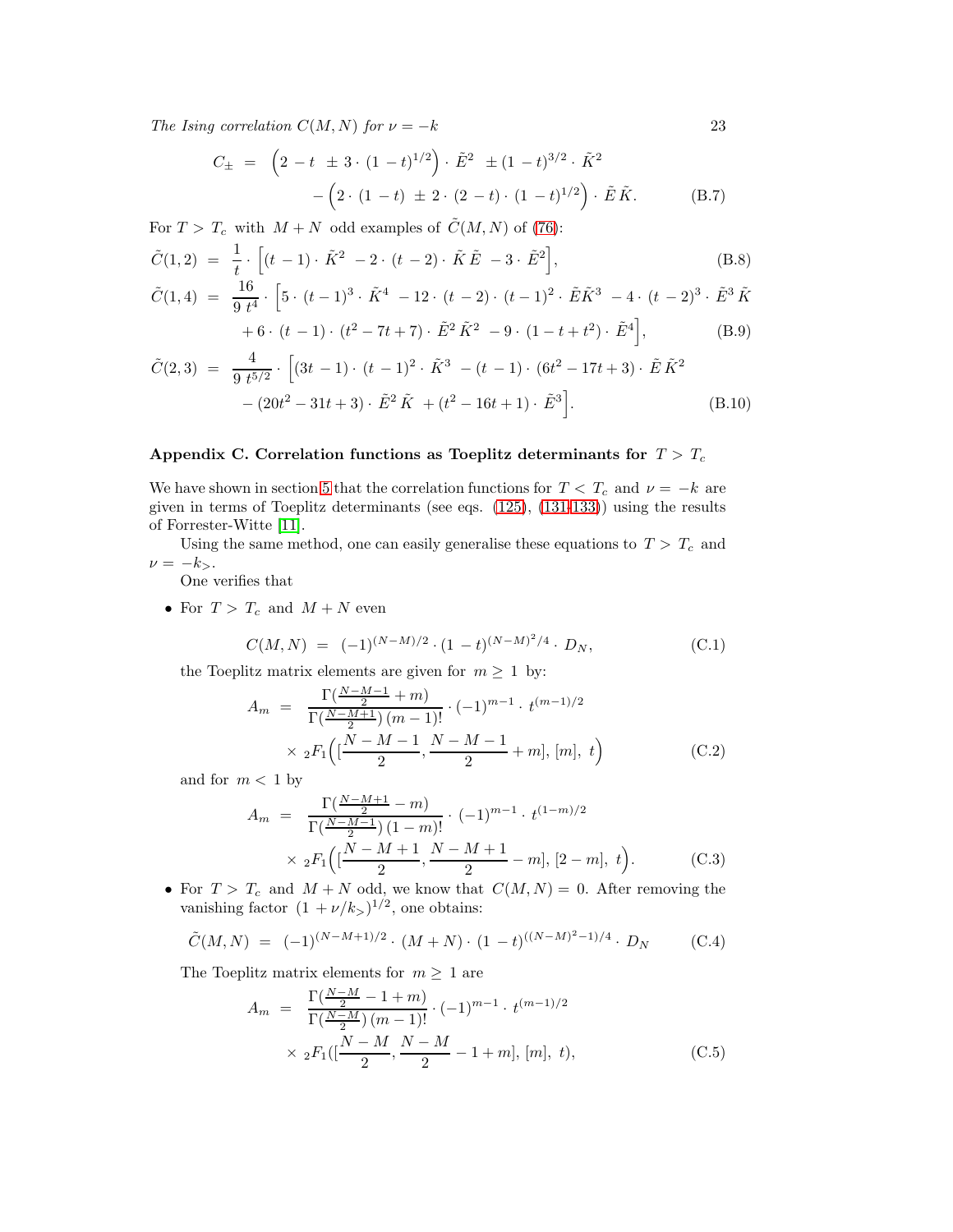$$C_{\pm} \; = \; \Bigl(2\,-t\; \pm 3\cdot\,(1\,-t)^{1/2}\Bigr)\cdot\,\tilde{E}^2 \; \pm (1\,-t)^{3/2}\cdot\,\tilde{K}^2$$
$$- \Bigl(2\cdot\,(1\,-t)\,\pm 2\cdot\,(2\,-t)\cdot\,(1\,-t)^{1/2}\Bigr)\cdot\,\tilde{E}\,\tilde{K}. \qquad \text{(B.7)}$$

For $T > T_c$ with $M+N$ odd examples of $\tilde{C}(M,N)$ of (76):

$$\tilde{C}(1,2) \; = \; \frac{1}{t}\cdot\,\Bigl[(t\,-1)\cdot\,\tilde{K}^2\,-2\cdot\,(t\,-2)\cdot\,\tilde{K}\,\tilde{E}\,-3\cdot\,\tilde{E}^2\Bigr], \qquad \text{(B.8)}$$

$$\tilde{C}(1,4) \; = \; \frac{16}{9\;t^4}\cdot\,\Bigl[5\cdot\,(t-1)^3\cdot\,\tilde{K}^4\,-12\cdot\,(t\,-2)\cdot\,(t-1)^2\cdot\,\tilde{E}\tilde{K}^3\,-4\cdot\,(t\,-2)^3\cdot\,\tilde{E}^3\,\tilde{K}$$
$$+\,6\cdot\,(t\,-1)\cdot\,(t^2-7t+7)\cdot\,\tilde{E}^2\,\tilde{K}^2\,-9\cdot\,(1-t+t^2)\cdot\,\tilde{E}^4\Bigr], \qquad \text{(B.9)}$$

$$\tilde{C}(2,3) \; = \; \frac{4}{9\;t^{5/2}}\cdot\,\Bigl[(3t\,-1)\cdot\,(t\,-1)^2\cdot\,\tilde{K}^3\,-(t\,-1)\cdot\,(6t^2-17t+3)\cdot\,\tilde{E}\,\tilde{K}^2$$
$$-\,(20t^2-31t+3)\cdot\,\tilde{E}^2\,\tilde{K}\,+(t^2-16t+1)\cdot\,\tilde{E}^3\Bigr]. \qquad \text{(B.10)}$$

## Appendix C. Correlation functions as Toeplitz determinants for $T > T_c$

We have shown in section 5 that the correlation functions for $T < T_c$ and $\nu = -k$ are given in terms of Toeplitz determinants (see eqs. (125), (131-133)) using the results of Forrester-Witte [11].

Using the same method, one can easily generalise these equations to $T > T_c$ and $\nu = -k_>$.

One verifies that

- For $T > T_c$ and $M + N$ even

$$C(M,N) \; = \; (-1)^{(N-M)/2}\cdot\,(1\,-t)^{(N-M)^2/4}\cdot\,D_N, \qquad \text{(C.1)}$$

the Toeplitz matrix elements are given for $m \geq 1$ by:

$$A_m \; = \; \frac{\Gamma(\frac{N-M-1}{2}+m)}{\Gamma(\frac{N-M+1}{2})\,(m-1)!}\cdot\,(-1)^{m-1}\cdot\,t^{(m-1)/2}$$
$$\times\;{}_2F_1\Bigl([\frac{N-M-1}{2},\,\frac{N-M-1}{2}+m],\,[m],\;t\Bigr) \qquad \text{(C.2)}$$

and for $m < 1$ by

$$A_m \; = \; \frac{\Gamma(\frac{N-M+1}{2}-m)}{\Gamma(\frac{N-M-1}{2})\,(1-m)!}\cdot\,(-1)^{m-1}\cdot\,t^{(1-m)/2}$$
$$\times\;{}_2F_1\Bigl([\frac{N-M+1}{2},\,\frac{N-M+1}{2}-m],\,[2-m],\;t\Bigr). \qquad \text{(C.3)}$$

- For $T > T_c$ and $M + N$ odd, we know that $C(M,N) = 0$. After removing the vanishing factor $(1 + \nu/k_>)^{1/2}$, one obtains:

$$\tilde{C}(M,N) \; = \; (-1)^{(N-M+1)/2}\cdot\,(M+N)\cdot\,(1\,-t)^{((N-M)^2-1)/4}\cdot\,D_N \qquad \text{(C.4)}$$

The Toeplitz matrix elements for $m \geq 1$ are

$$A_m \; = \; \frac{\Gamma(\frac{N-M}{2}-1+m)}{\Gamma(\frac{N-M}{2})\,(m-1)!}\cdot\,(-1)^{m-1}\cdot\,t^{(m-1)/2}$$
$$\times\;{}_2F_1([\frac{N-M}{2},\,\frac{N-M}{2}-1+m],\,[m],\;t), \qquad \text{(C.5)}$$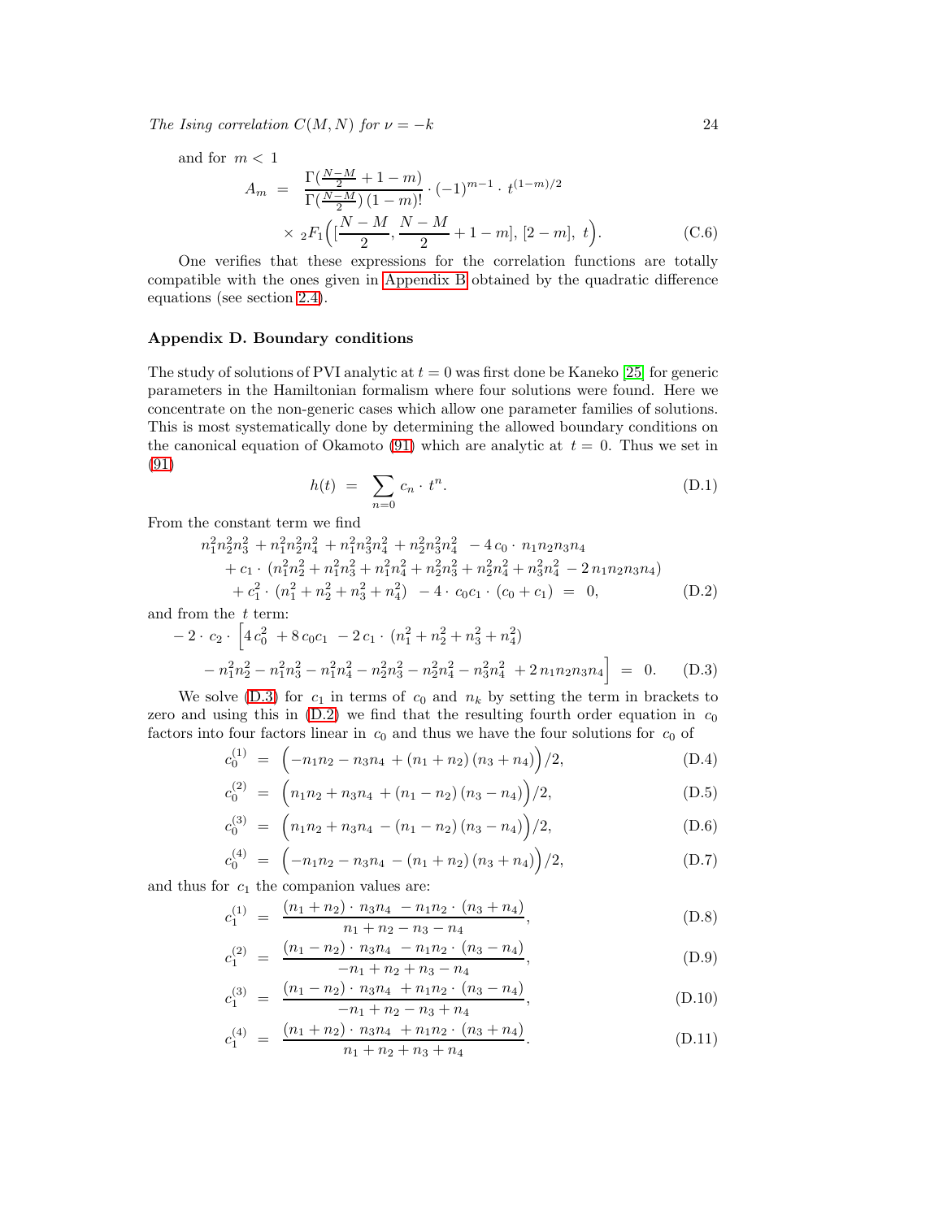and for $m < 1$

$$A_m \;=\; \frac{\Gamma(\frac{N-M}{2}+1-m)}{\Gamma(\frac{N-M}{2})\,(1-m)!}\cdot(-1)^{m-1}\cdot t^{(1-m)/2} \\ \times\ {}_2F_1\Big([\frac{N-M}{2},\,\frac{N-M}{2}+1-m],\,[2-m],\ t\Big). \tag{C.6}$$

One verifies that these expressions for the correlation functions are totally compatible with the ones given in Appendix B obtained by the quadratic difference equations (see section 2.4).

## Appendix D. Boundary conditions

The study of solutions of PVI analytic at $t = 0$ was first done be Kaneko [25] for generic parameters in the Hamiltonian formalism where four solutions were found. Here we concentrate on the non-generic cases which allow one parameter families of solutions. This is most systematically done by determining the allowed boundary conditions on the canonical equation of Okamoto (91) which are analytic at $t = 0$. Thus we set in (91)

$$h(t) \;=\; \sum_{n=0} c_n\cdot t^n. \tag{D.1}$$

From the constant term we find

$$n_1^2n_2^2n_3^2 + n_1^2n_2^2n_4^2 + n_1^2n_3^2n_4^2 + n_2^2n_3^2n_4^2 \;-4\,c_0\cdot n_1n_2n_3n_4 \\ + c_1\cdot(n_1^2n_2^2 + n_1^2n_3^2 + n_1^2n_4^2 + n_2^2n_3^2 + n_2^2n_4^2 + n_3^2n_4^2 \;-2\,n_1n_2n_3n_4) \\ + c_1^2\cdot(n_1^2+n_2^2+n_3^2+n_4^2) \;-4\cdot c_0c_1\cdot(c_0+c_1) \;=\; 0, \tag{D.2}$$

and from the $t$ term:

$$-2\cdot c_2\cdot\Big[4\,c_0^2 \;+8\,c_0c_1 \;-2\,c_1\cdot(n_1^2+n_2^2+n_3^2+n_4^2) \\ -n_1^2n_2^2 - n_1^2n_3^2 - n_1^2n_4^2 - n_2^2n_3^2 - n_2^2n_4^2 - n_3^2n_4^2 \;+2\,n_1n_2n_3n_4\Big] \;=\; 0. \tag{D.3}$$

We solve (D.3) for $c_1$ in terms of $c_0$ and $n_k$ by setting the term in brackets to zero and using this in (D.2) we find that the resulting fourth order equation in $c_0$ factors into four factors linear in $c_0$ and thus we have the four solutions for $c_0$ of

$$c_0^{(1)} \;=\; \Big(-n_1n_2 - n_3n_4 \;+(n_1+n_2)\,(n_3+n_4)\Big)/2, \tag{D.4}$$

$$c_0^{(2)} \;=\; \Big(n_1n_2 + n_3n_4 \;+(n_1-n_2)\,(n_3-n_4)\Big)/2, \tag{D.5}$$

$$c_0^{(3)} \;=\; \Big(n_1n_2 + n_3n_4 \;-(n_1-n_2)\,(n_3-n_4)\Big)/2, \tag{D.6}$$

$$c_0^{(4)} \;=\; \Big(-n_1n_2 - n_3n_4 \;-(n_1+n_2)\,(n_3+n_4)\Big)/2, \tag{D.7}$$

and thus for $c_1$ the companion values are:

$$c_1^{(1)} \;=\; \frac{(n_1+n_2)\cdot n_3n_4 \;-n_1n_2\cdot(n_3+n_4)}{n_1+n_2-n_3-n_4}, \tag{D.8}$$

$$c_1^{(2)} \;=\; \frac{(n_1-n_2)\cdot n_3n_4 \;-n_1n_2\cdot(n_3-n_4)}{-n_1+n_2+n_3-n_4}, \tag{D.9}$$

$$c_1^{(3)} \;=\; \frac{(n_1-n_2)\cdot n_3n_4 \;+n_1n_2\cdot(n_3-n_4)}{-n_1+n_2-n_3+n_4}, \tag{D.10}$$

$$c_1^{(4)} \;=\; \frac{(n_1+n_2)\cdot n_3n_4 \;+n_1n_2\cdot(n_3+n_4)}{n_1+n_2+n_3+n_4}. \tag{D.11}$$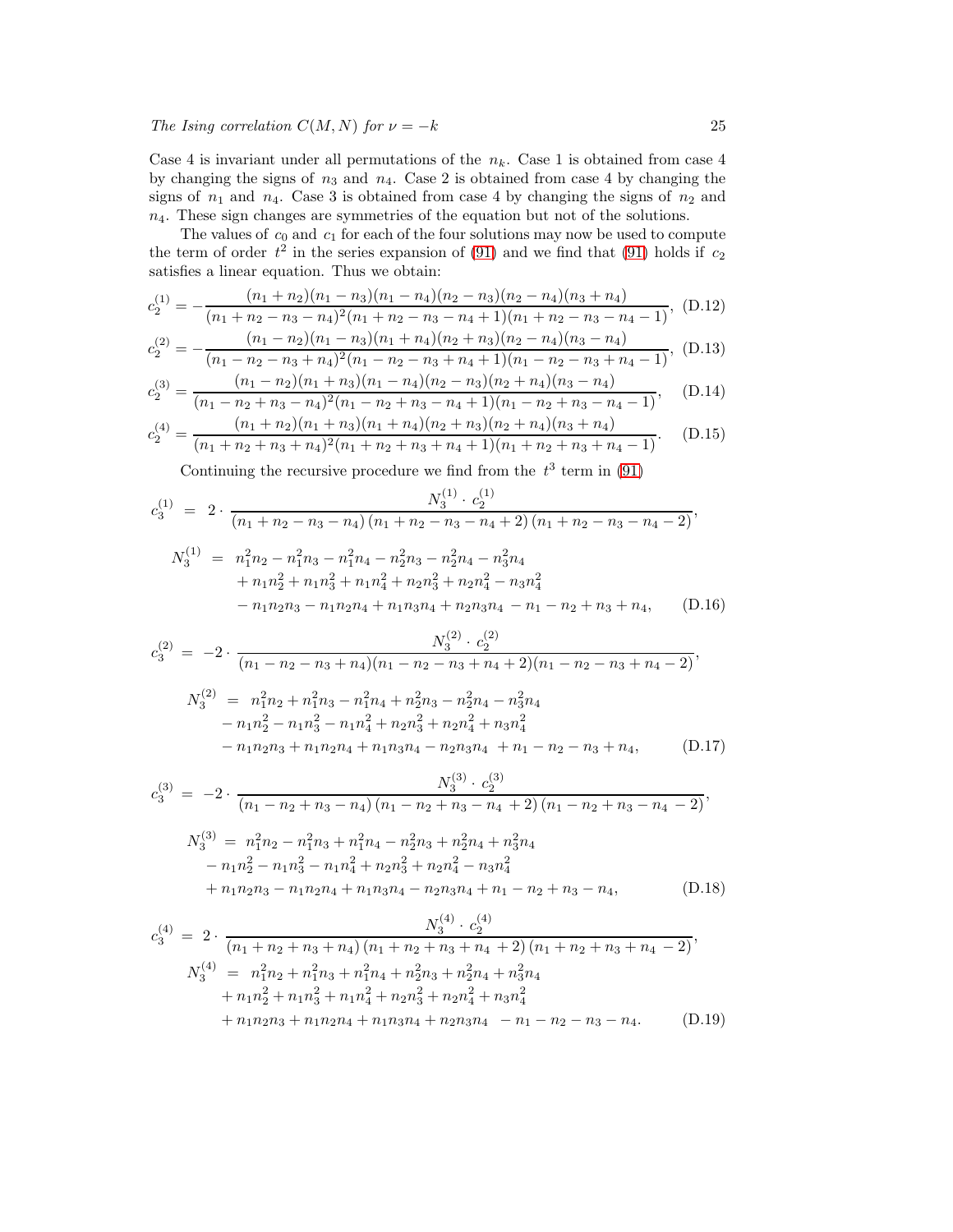Case 4 is invariant under all permutations of the $n_k$. Case 1 is obtained from case 4 by changing the signs of $n_3$ and $n_4$. Case 2 is obtained from case 4 by changing the signs of $n_1$ and $n_4$. Case 3 is obtained from case 4 by changing the signs of $n_2$ and $n_4$. These sign changes are symmetries of the equation but not of the solutions.

The values of $c_0$ and $c_1$ for each of the four solutions may now be used to compute the term of order $t^2$ in the series expansion of (91) and we find that (91) holds if $c_2$ satisfies a linear equation. Thus we obtain:

$$c_2^{(1)} = -\frac{(n_1+n_2)(n_1-n_3)(n_1-n_4)(n_2-n_3)(n_2-n_4)(n_3+n_4)}{(n_1+n_2-n_3-n_4)^2(n_1+n_2-n_3-n_4+1)(n_1+n_2-n_3-n_4-1)}, \quad \text{(D.12)}$$

$$c_2^{(2)} = -\frac{(n_1-n_2)(n_1-n_3)(n_1+n_4)(n_2+n_3)(n_2-n_4)(n_3-n_4)}{(n_1-n_2-n_3+n_4)^2(n_1-n_2-n_3+n_4+1)(n_1-n_2-n_3+n_4-1)}, \quad \text{(D.13)}$$

$$c_2^{(3)} = \frac{(n_1-n_2)(n_1+n_3)(n_1-n_4)(n_2-n_3)(n_2+n_4)(n_3-n_4)}{(n_1-n_2+n_3-n_4)^2(n_1-n_2+n_3-n_4+1)(n_1-n_2+n_3-n_4-1)}, \quad \text{(D.14)}$$

$$c_2^{(4)} = \frac{(n_1+n_2)(n_1+n_3)(n_1+n_4)(n_2+n_3)(n_2+n_4)(n_3+n_4)}{(n_1+n_2+n_3+n_4)^2(n_1+n_2+n_3+n_4+1)(n_1+n_2+n_3+n_4-1)}. \quad \text{(D.15)}$$

Continuing the recursive procedure we find from the $t^3$ term in (91)

$$c_3^{(1)} = 2 \cdot \frac{N_3^{(1)} \cdot c_2^{(1)}}{(n_1+n_2-n_3-n_4)\,(n_1+n_2-n_3-n_4+2)\,(n_1+n_2-n_3-n_4-2)},$$

$$\begin{aligned} N_3^{(1)} \; = \; & n_1^2n_2 - n_1^2n_3 - n_1^2n_4 - n_2^2n_3 - n_2^2n_4 - n_3^2n_4 \\ & + n_1n_2^2 + n_1n_3^2 + n_1n_4^2 + n_2n_3^2 + n_2n_4^2 - n_3n_4^2 \\ & - n_1n_2n_3 - n_1n_2n_4 + n_1n_3n_4 + n_2n_3n_4 - n_1 - n_2 + n_3 + n_4, \end{aligned} \quad \text{(D.16)}$$

$$c_3^{(2)} = -2 \cdot \frac{N_3^{(2)} \cdot c_2^{(2)}}{(n_1-n_2-n_3+n_4)(n_1-n_2-n_3+n_4+2)(n_1-n_2-n_3+n_4-2)},$$

$$\begin{aligned} N_3^{(2)} \; = \; & n_1^2n_2 + n_1^2n_3 - n_1^2n_4 + n_2^2n_3 - n_2^2n_4 - n_3^2n_4 \\ & - n_1n_2^2 - n_1n_3^2 - n_1n_4^2 + n_2n_3^2 + n_2n_4^2 + n_3n_4^2 \\ & - n_1n_2n_3 + n_1n_2n_4 + n_1n_3n_4 - n_2n_3n_4 + n_1 - n_2 - n_3 + n_4, \end{aligned} \quad \text{(D.17)}$$

$$c_3^{(3)} = -2 \cdot \frac{N_3^{(3)} \cdot c_2^{(3)}}{(n_1-n_2+n_3-n_4)\,(n_1-n_2+n_3-n_4+2)\,(n_1-n_2+n_3-n_4-2)},$$

$$\begin{aligned} N_3^{(3)} \; = \; & n_1^2n_2 - n_1^2n_3 + n_1^2n_4 - n_2^2n_3 + n_2^2n_4 + n_3^2n_4 \\ & - n_1n_2^2 - n_1n_3^2 - n_1n_4^2 + n_2n_3^2 + n_2n_4^2 - n_3n_4^2 \\ & + n_1n_2n_3 - n_1n_2n_4 + n_1n_3n_4 - n_2n_3n_4 + n_1 - n_2 + n_3 - n_4, \end{aligned} \quad \text{(D.18)}$$

$$c_3^{(4)} = 2 \cdot \frac{N_3^{(4)} \cdot c_2^{(4)}}{(n_1+n_2+n_3+n_4)\,(n_1+n_2+n_3+n_4+2)\,(n_1+n_2+n_3+n_4-2)},$$

$$\begin{aligned} N_3^{(4)} \; = \; & n_1^2n_2 + n_1^2n_3 + n_1^2n_4 + n_2^2n_3 + n_2^2n_4 + n_3^2n_4 \\ & + n_1n_2^2 + n_1n_3^2 + n_1n_4^2 + n_2n_3^2 + n_2n_4^2 + n_3n_4^2 \\ & + n_1n_2n_3 + n_1n_2n_4 + n_1n_3n_4 + n_2n_3n_4 - n_1 - n_2 - n_3 - n_4. \end{aligned} \quad \text{(D.19)}$$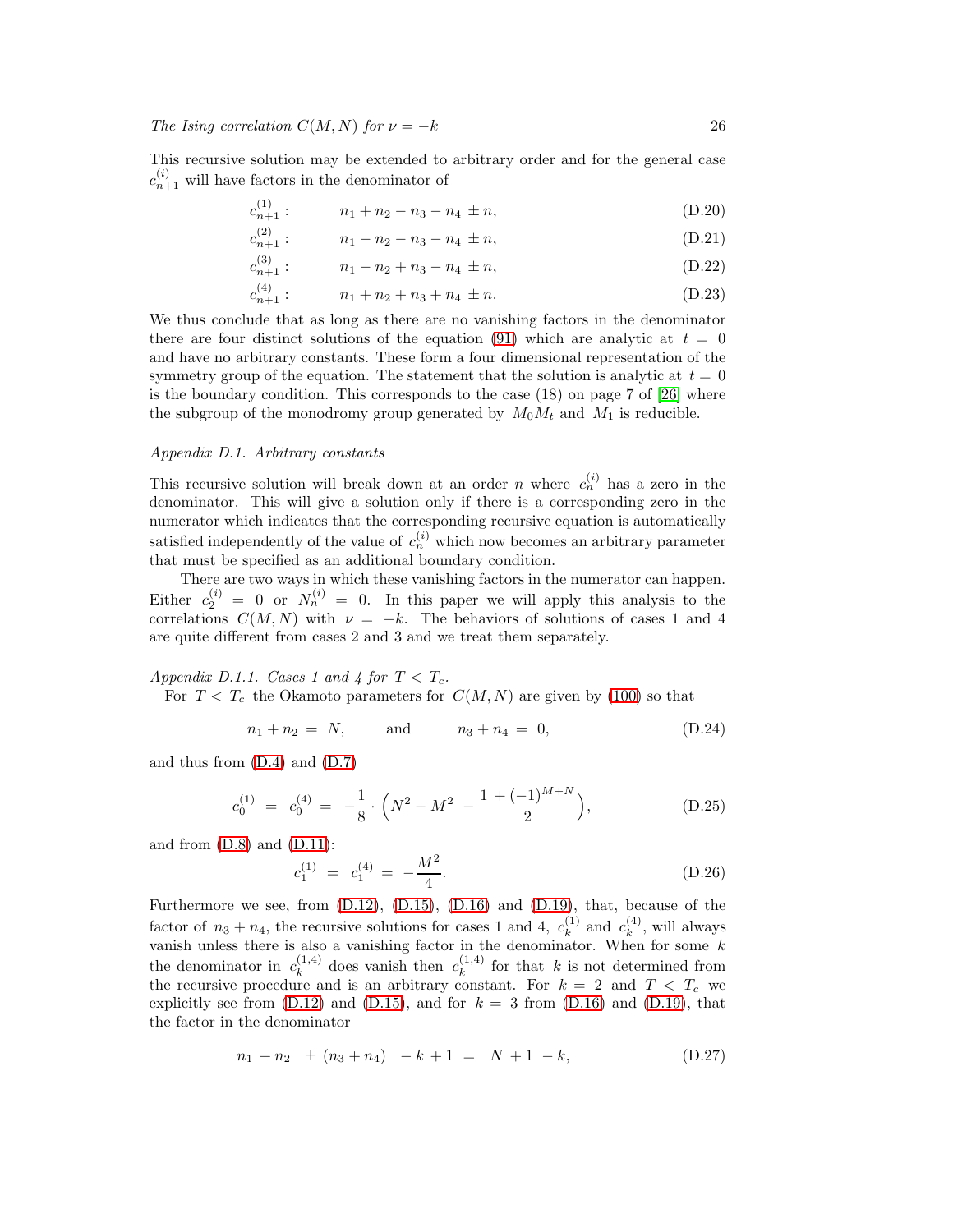This recursive solution may be extended to arbitrary order and for the general case $c_{n+1}^{(i)}$ will have factors in the denominator of

$$c_{n+1}^{(1)}: \qquad n_1 + n_2 - n_3 - n_4 \pm n, \tag{D.20}$$

$$c_{n+1}^{(2)}: \qquad n_1 - n_2 - n_3 - n_4 \pm n, \tag{D.21}$$

$$c_{n+1}^{(3)}: \qquad n_1 - n_2 + n_3 - n_4 \pm n, \tag{D.22}$$

$$c_{n+1}^{(4)}: \qquad n_1 + n_2 + n_3 + n_4 \pm n. \tag{D.23}$$

We thus conclude that as long as there are no vanishing factors in the denominator there are four distinct solutions of the equation (91) which are analytic at $t = 0$ and have no arbitrary constants. These form a four dimensional representation of the symmetry group of the equation. The statement that the solution is analytic at $t = 0$ is the boundary condition. This corresponds to the case (18) on page 7 of [26] where the subgroup of the monodromy group generated by $M_0 M_t$ and $M_1$ is reducible.

### *Appendix D.1. Arbitrary constants*

This recursive solution will break down at an order $n$ where $c_n^{(i)}$ has a zero in the denominator. This will give a solution only if there is a corresponding zero in the numerator which indicates that the corresponding recursive equation is automatically satisfied independently of the value of $c_n^{(i)}$ which now becomes an arbitrary parameter that must be specified as an additional boundary condition.

There are two ways in which these vanishing factors in the numerator can happen. Either $c_2^{(i)} = 0$ or $N_n^{(i)} = 0$. In this paper we will apply this analysis to the correlations $C(M, N)$ with $\nu = -k$. The behaviors of solutions of cases 1 and 4 are quite different from cases 2 and 3 and we treat them separately.

#### *Appendix D.1.1. Cases 1 and 4 for $T < T_c$.*

For $T < T_c$ the Okamoto parameters for $C(M, N)$ are given by (100) so that

$$n_1 + n_2 = N, \qquad \text{and} \qquad n_3 + n_4 = 0, \tag{D.24}$$

and thus from (D.4) and (D.7)

$$c_0^{(1)} = c_0^{(4)} = -\frac{1}{8} \cdot \Big( N^2 - M^2 - \frac{1 + (-1)^{M+N}}{2} \Big), \tag{D.25}$$

and from (D.8) and (D.11):

$$c_1^{(1)} = c_1^{(4)} = -\frac{M^2}{4}. \tag{D.26}$$

Furthermore we see, from (D.12), (D.15), (D.16) and (D.19), that, because of the factor of $n_3 + n_4$, the recursive solutions for cases 1 and 4, $c_k^{(1)}$ and $c_k^{(4)}$, will always vanish unless there is also a vanishing factor in the denominator. When for some $k$ the denominator in $c_k^{(1,4)}$ does vanish then $c_k^{(1,4)}$ for that $k$ is not determined from the recursive procedure and is an arbitrary constant. For $k = 2$ and $T < T_c$ we explicitly see from (D.12) and (D.15), and for $k = 3$ from (D.16) and (D.19), that the factor in the denominator

$$n_1 + n_2 \ \pm (n_3 + n_4) \ - k + 1 \ = \ N + 1 \ - k, \tag{D.27}$$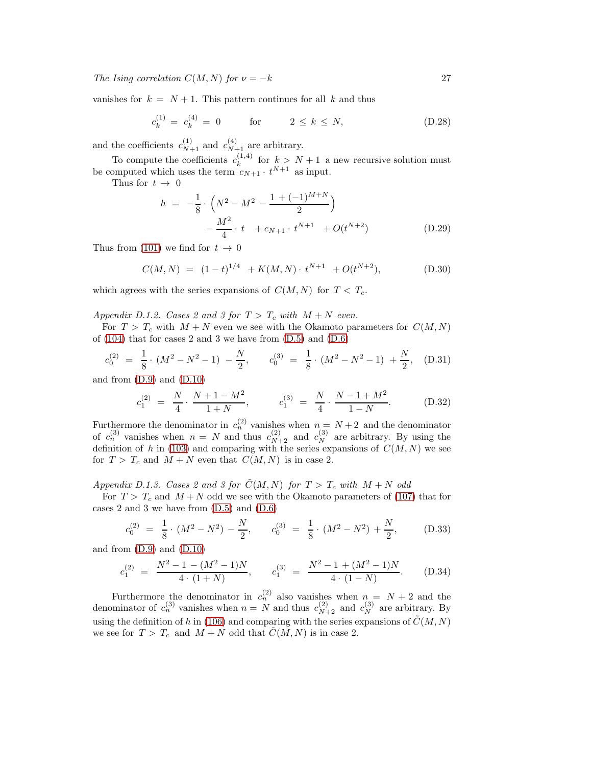vanishes for $k = N+1$. This pattern continues for all $k$ and thus

$$c_k^{(1)} = c_k^{(4)} = 0 \qquad \text{for} \qquad 2 \le k \le N, \tag{D.28}$$

and the coefficients $c_{N+1}^{(1)}$ and $c_{N+1}^{(4)}$ are arbitrary.

To compute the coefficients $c_k^{(1,4)}$ for $k > N+1$ a new recursive solution must be computed which uses the term $c_{N+1} \cdot t^{N+1}$ as input.

Thus for $t \to 0$

$$h = -\frac{1}{8} \cdot \Big( N^2 - M^2 - \frac{1 + (-1)^{M+N}}{2} \Big) \\ - \frac{M^2}{4} \cdot t \ + c_{N+1} \cdot t^{N+1} \ + O(t^{N+2}) \tag{D.29}$$

Thus from (101) we find for $t \to 0$

$$C(M,N) = (1-t)^{1/4} \ + K(M,N) \cdot t^{N+1} \ + O(t^{N+2}), \tag{D.30}$$

which agrees with the series expansions of $C(M,N)$ for $T < T_c$.

*Appendix D.1.2. Cases 2 and 3 for $T > T_c$ with $M+N$ even.*

For $T > T_c$ with $M+N$ even we see with the Okamoto parameters for $C(M,N)$ of (104) that for cases 2 and 3 we have from (D.5) and (D.6)

$$c_0^{(2)} = \frac{1}{8} \cdot (M^2 - N^2 - 1) - \frac{N}{2}, \qquad c_0^{(3)} = \frac{1}{8} \cdot (M^2 - N^2 - 1) + \frac{N}{2}, \tag{D.31}$$

and from (D.9) and (D.10)

$$c_1^{(2)} = \frac{N}{4} \cdot \frac{N + 1 - M^2}{1 + N}, \qquad c_1^{(3)} = \frac{N}{4} \cdot \frac{N - 1 + M^2}{1 - N}. \tag{D.32}$$

Furthermore the denominator in $c_n^{(2)}$ vanishes when $n = N+2$ and the denominator of $c_n^{(3)}$ vanishes when $n = N$ and thus $c_{N+2}^{(2)}$ and $c_N^{(3)}$ are arbitrary. By using the definition of $h$ in (103) and comparing with the series expansions of $C(M,N)$ we see for $T > T_c$ and $M+N$ even that $C(M,N)$ is in case 2.

*Appendix D.1.3. Cases 2 and 3 for $\tilde{C}(M,N)$ for $T > T_c$ with $M+N$ odd*

For $T > T_c$ and $M+N$ odd we see with the Okamoto parameters of (107) that for cases 2 and 3 we have from (D.5) and (D.6)

$$c_0^{(2)} = \frac{1}{8} \cdot (M^2 - N^2) - \frac{N}{2}, \qquad c_0^{(3)} = \frac{1}{8} \cdot (M^2 - N^2) + \frac{N}{2}, \tag{D.33}$$

and from (D.9) and (D.10)

$$c_1^{(2)} = \frac{N^2 - 1 - (M^2-1)N}{4 \cdot (1+N)}, \qquad c_1^{(3)} = \frac{N^2 - 1 + (M^2-1)N}{4 \cdot (1-N)}. \tag{D.34}$$

Furthermore the denominator in $c_n^{(2)}$ also vanishes when $n = N+2$ and the denominator of $c_n^{(3)}$ vanishes when $n = N$ and thus $c_{N+2}^{(2)}$ and $c_N^{(3)}$ are arbitrary. By using the definition of $h$ in (106) and comparing with the series expansions of $\tilde{C}(M,N)$ we see for $T > T_c$ and $M+N$ odd that $\tilde{C}(M,N)$ is in case 2.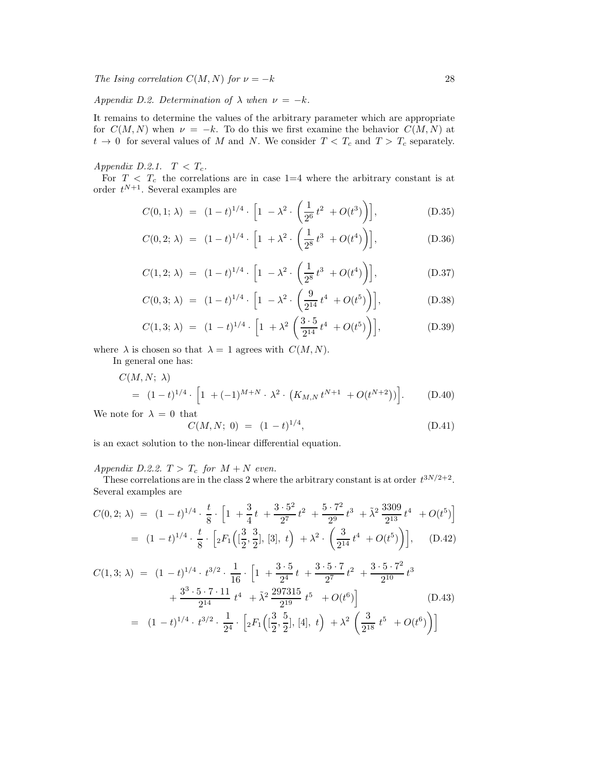*Appendix D.2. Determination of $\lambda$ when $\nu = -k$.*

It remains to determine the values of the arbitrary parameter which are appropriate for $C(M,N)$ when $\nu = -k$. To do this we first examine the behavior $C(M,N)$ at $t \to 0$ for several values of $M$ and $N$. We consider $T < T_c$ and $T > T_c$ separately.

*Appendix D.2.1. $T < T_c$.*

For $T < T_c$ the correlations are in case 1=4 where the arbitrary constant is at order $t^{N+1}$. Several examples are

$$C(0,1;\,\lambda) \; = \; (1-t)^{1/4} \cdot \Big[ 1 \, - \lambda^2 \cdot \Big( {\frac{1}{2^6}} \, t^2 \, + O(t^3) \Big) \Big], \tag{D.35}$$

$$C(0,2;\,\lambda) \; = \; (1-t)^{1/4} \cdot \Big[ 1 \, + \lambda^2 \cdot \Big( {\frac{1}{2^8}} \, t^3 \, + O(t^4) \Big) \Big], \tag{D.36}$$

$$C(1,2;\,\lambda) \; = \; (1-t)^{1/4} \cdot \Big[ 1 \, - \lambda^2 \cdot \Big( {\frac{1}{2^8}} \, t^3 \, + O(t^4) \Big) \Big], \tag{D.37}$$

$$C(0,3;\,\lambda) \; = \; (1-t)^{1/4} \cdot \Big[ 1 \, - \lambda^2 \cdot \Big( {\frac{9}{2^{14}}} \, t^4 \, + O(t^5) \Big) \Big], \tag{D.38}$$

$$C(1,3;\,\lambda) \; = \; (1\,-t)^{1/4} \cdot \Big[ 1 \, + \lambda^2 \, \Big( {\frac{3 \cdot 5}{2^{14}}} \, t^4 \, + O(t^5) \Big) \Big], \tag{D.39}$$

where $\lambda$ is chosen so that $\lambda = 1$ agrees with $C(M,N)$.

In general one has:

$$\begin{aligned} &C(M,N;\ \lambda) \\ &\quad = \; (1-t)^{1/4} \cdot \Big[ 1 \, + (-1)^{M+N} \cdot \lambda^2 \cdot \big( K_{M,N} \, t^{N+1} \, + O(t^{N+2}) \big) \Big]. \end{aligned} \tag{D.40}$$

We note for $\lambda = 0$ that

$$C(M,N;\ 0) \; = \; (1\,-t)^{1/4}, \tag{D.41}$$

is an exact solution to the non-linear differential equation.

*Appendix D.2.2. $T > T_c$ for $M+N$ even.*

These correlations are in the class 2 where the arbitrary constant is at order $t^{3N/2+2}$. Several examples are

$$\begin{aligned} C(0,2;\,\lambda) \; &= \; (1\,-t)^{1/4} \cdot {\frac{t}{8}} \cdot \Big[ 1 \, + {\frac{3}{4}} \, t \, + {\frac{3 \cdot 5^2}{2^7}} \, t^2 \, + {\frac{5 \cdot 7^2}{2^9}} \, t^3 \, + \tilde{\lambda}^2 \, {\frac{3309}{2^{13}}} \, t^4 \, + O(t^5) \Big] \\ &= \; (1\,-t)^{1/4} \cdot {\frac{t}{8}} \cdot \Big[ {}_2F_1\Big( [{\frac{3}{2}}, {\frac{3}{2}}], [3], \; t \Big) \, + \lambda^2 \cdot \Big( {\frac{3}{2^{14}}} \, t^4 \, + O(t^5) \Big) \Big], \end{aligned} \tag{D.42}$$

$$\begin{aligned} C(1,3;\,\lambda) \; &= \; (1\,-t)^{1/4} \cdot t^{3/2} \cdot {\frac{1}{16}} \cdot \Big[ 1 \, + {\frac{3 \cdot 5}{2^4}} \, t \, + {\frac{3 \cdot 5 \cdot 7}{2^7}} \, t^2 \, + {\frac{3 \cdot 5 \cdot 7^2}{2^{10}}} \, t^3 \\ &\qquad + {\frac{3^3 \cdot 5 \cdot 7 \cdot 11}{2^{14}}} \, t^4 \, + \tilde{\lambda}^2 \, {\frac{297315}{2^{19}}} \, t^5 \, + O(t^6) \Big] \\ &= \; (1\,-t)^{1/4} \cdot t^{3/2} \cdot {\frac{1}{2^4}} \cdot \Big[ {}_2F_1\Big( [{\frac{3}{2}}, {\frac{5}{2}}], [4], \; t \Big) \, + \lambda^2 \, \Big( {\frac{3}{2^{18}}} \, t^5 \, + O(t^6) \Big) \Big] \end{aligned} \tag{D.43}$$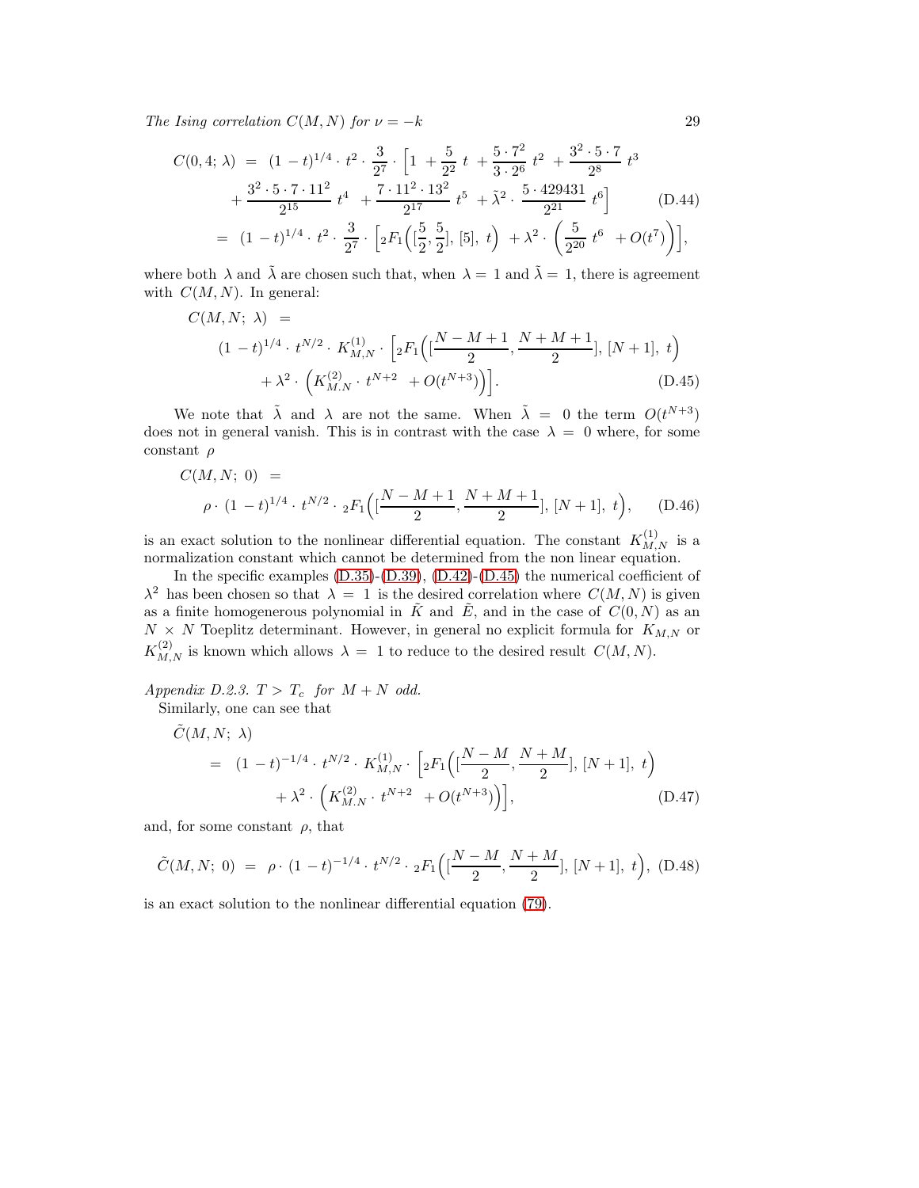$$
\begin{aligned}
C(0,4;\,\lambda) \;&=\; (1\,-t)^{1/4} \cdot\, t^2 \cdot\, \frac{3}{2^7} \cdot\, \Big[1\,+\frac{5}{2^2}\,t\,+\frac{5\cdot 7^2}{3\cdot 2^6}\,t^2\,+\frac{3^2\cdot 5\cdot 7}{2^8}\,t^3 \\
&\quad +\frac{3^2\cdot 5\cdot 7\cdot 11^2}{2^{15}}\,t^4\,+\frac{7\cdot 11^2\cdot 13^2}{2^{17}}\,t^5\,+\tilde{\lambda}^2\cdot\,\frac{5\cdot 429431}{2^{21}}\,t^6\Big] \qquad \text{(D.44)} \\
&=\; (1\,-t)^{1/4} \cdot\, t^2 \cdot\, \frac{3}{2^7} \cdot\, \Big[{}_2F_1\Big([\frac{5}{2},\frac{5}{2}],\,[5],\,t\Big)\,+\lambda^2\cdot\,\Big(\frac{5}{2^{20}}\,t^6\,+O(t^7)\Big)\Big],
\end{aligned}
$$

where both $\lambda$ and $\tilde{\lambda}$ are chosen such that, when $\lambda = 1$ and $\tilde{\lambda} = 1$, there is agreement with $C(M,N)$. In general:

$$
\begin{aligned}
&C(M,N;\,\lambda) \;= \\
&\quad (1\,-t)^{1/4} \cdot\, t^{N/2} \cdot\, K^{(1)}_{M,N} \cdot\, \Big[{}_2F_1\Big([\frac{N-M+1}{2},\frac{N+M+1}{2}],\,[N+1],\,t\Big) \\
&\qquad +\lambda^2\cdot\,\Big(K^{(2)}_{M.N}\cdot\,t^{N+2}\,+O(t^{N+3})\Big)\Big]. \qquad \text{(D.45)}
\end{aligned}
$$

We note that $\tilde{\lambda}$ and $\lambda$ are not the same. When $\tilde{\lambda} = 0$ the term $O(t^{N+3})$ does not in general vanish. This is in contrast with the case $\lambda = 0$ where, for some constant $\rho$

$$
\begin{aligned}
&C(M,N;\,0) \;= \\
&\quad \rho\cdot\,(1\,-t)^{1/4} \cdot\, t^{N/2} \cdot\, {}_2F_1\Big([\frac{N-M+1}{2},\frac{N+M+1}{2}],\,[N+1],\,t\Big), \qquad \text{(D.46)}
\end{aligned}
$$

is an exact solution to the nonlinear differential equation. The constant $K^{(1)}_{M,N}$ is a normalization constant which cannot be determined from the non linear equation.

In the specific examples (D.35)-(D.39), (D.42)-(D.45) the numerical coefficient of $\lambda^2$ has been chosen so that $\lambda = 1$ is the desired correlation where $C(M,N)$ is given as a finite homogenerous polynomial in $\tilde{K}$ and $\tilde{E}$, and in the case of $C(0,N)$ as an $N \times N$ Toeplitz determinant. However, in general no explicit formula for $K_{M,N}$ or $K^{(2)}_{M,N}$ is known which allows $\lambda = 1$ to reduce to the desired result $C(M,N)$.

*Appendix D.2.3. $T > T_c$ for $M + N$ odd.*

Similarly, one can see that

$$
\begin{aligned}
&\tilde{C}(M,N;\,\lambda) \\
&\quad =\; (1\,-t)^{-1/4} \cdot\, t^{N/2} \cdot\, K^{(1)}_{M,N} \cdot\, \Big[{}_2F_1\Big([\frac{N-M}{2},\frac{N+M}{2}],\,[N+1],\,t\Big) \\
&\qquad\quad +\lambda^2\cdot\,\Big(K^{(2)}_{M.N}\cdot\,t^{N+2}\,+O(t^{N+3})\Big)\Big], \qquad \text{(D.47)}
\end{aligned}
$$

and, for some constant $\rho$, that

$$
\tilde{C}(M,N;\,0) \;=\; \rho\cdot\,(1\,-t)^{-1/4} \cdot\, t^{N/2} \cdot\, {}_2F_1\Big([\frac{N-M}{2},\frac{N+M}{2}],\,[N+1],\,t\Big), \qquad \text{(D.48)}
$$

is an exact solution to the nonlinear differential equation (79).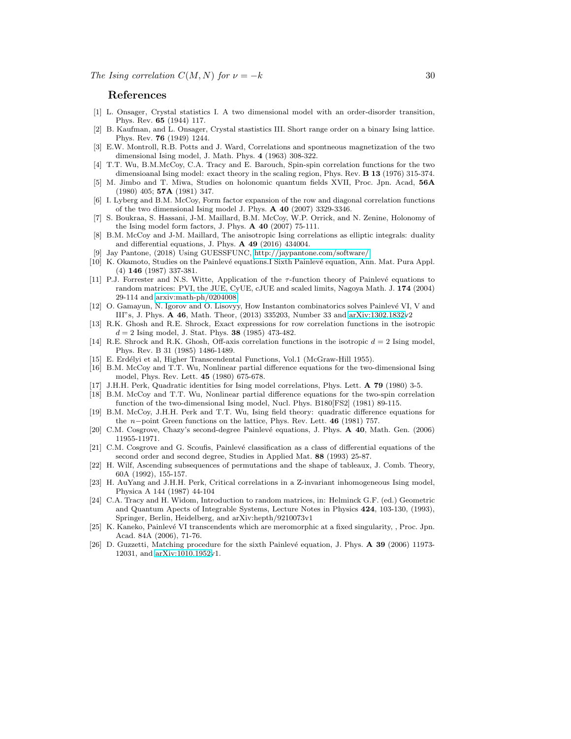## References

[1] L. Onsager, Crystal statistics I. A two dimensional model with an order-disorder transition, Phys. Rev. **65** (1944) 117.

[2] B. Kaufman, and L. Onsager, Crystal stastistics III. Short range order on a binary Ising lattice. Phys. Rev. **76** (1949) 1244.

[3] E.W. Montroll, R.B. Potts and J. Ward, Correlations and spontneous magnetization of the two dimensional Ising model, J. Math. Phys. **4** (1963) 308-322.

[4] T.T. Wu, B.M.McCoy, C.A. Tracy and E. Barouch, Spin-spin correlation functions for the two dimensioanal Ising model: exact theory in the scaling region, Phys. Rev. **B 13** (1976) 315-374.

[5] M. Jimbo and T. Miwa, Studies on holonomic quantum fields XVII, Proc. Jpn. Acad, **56A** (1980) 405; **57A** (1981) 347.

[6] I. Lyberg and B.M. McCoy, Form factor expansion of the row and diagonal correlation functions of the two dimensional Ising model J. Phys. **A 40** (2007) 3329-3346.

[7] S. Boukraa, S. Hassani, J-M. Maillard, B.M. McCoy, W.P. Orrick, and N. Zenine, Holonomy of the Ising model form factors, J. Phys. **A 40** (2007) 75-111.

[8] B.M. McCoy and J-M. Maillard, The anisotropic Ising correlations as elliptic integrals: duality and differential equations, J. Phys. **A 49** (2016) 434004.

[9] Jay Pantone, (2018) Using GUESSFUNC, http://jaypantone.com/software/

[10] K. Okamoto, Studies on the Painlevé equations.I Sixth Painlevé equation, Ann. Mat. Pura Appl. (4) **146** (1987) 337-381.

[11] P.J. Forrester and N.S. Witte, Application of the $\tau$-function theory of Painlevé equations to random matrices: PVI, the JUE, CyUE, cJUE and scaled limits, Nagoya Math. J. **174** (2004) 29-114 and arxiv:math-ph/0204008

[12] O. Gamayun, N. Igorov and O. Lisovyy, How Instanton combinatorics solves Painlevé VI, V and III"s, J. Phys. **A 46**, Math. Theor, (2013) 335203, Number 33 and arXiv:1302.1832v2

[13] R.K. Ghosh and R.E. Shrock, Exact expressions for row correlation functions in the isotropic $d = 2$ Ising model, J. Stat. Phys. **38** (1985) 473-482.

[14] R.E. Shrock and R.K. Ghosh, Off-axis correlation functions in the isotropic $d = 2$ Ising model, Phys. Rev. B 31 (1985) 1486-1489.

[15] E. Erdélyi et al, Higher Transcendental Functions, Vol.1 (McGraw-Hill 1955).

[16] B.M. McCoy and T.T. Wu, Nonlinear partial difference equations for the two-dimensional Ising model, Phys. Rev. Lett. **45** (1980) 675-678.

[17] J.H.H. Perk, Quadratic identities for Ising model correlations, Phys. Lett. **A 79** (1980) 3-5.

[18] B.M. McCoy and T.T. Wu, Nonlinear partial difference equations for the two-spin correlation function of the two-dimensional Ising model, Nucl. Phys. B180[FS2] (1981) 89-115.

[19] B.M. McCoy, J.H.H. Perk and T.T. Wu, Ising field theory: quadratic difference equations for the $n-$point Green functions on the lattice, Phys. Rev. Lett. **46** (1981) 757.

[20] C.M. Cosgrove, Chazy's second-degree Painlevé equations, J. Phys. **A 40**, Math. Gen. (2006) 11955-11971.

[21] C.M. Cosgrove and G. Scoufis, Painlevé classification as a class of differential equations of the second order and second degree, Studies in Applied Mat. **88** (1993) 25-87.

[22] H. Wilf, Ascending subsequences of permutations and the shape of tableaux, J. Comb. Theory, 60A (1992), 155-157.

[23] H. AuYang and J.H.H. Perk, Critical correlations in a Z-invariant inhomogeneous Ising model, Physica A 144 (1987) 44-104

[24] C.A. Tracy and H. Widom, Introduction to random matrices, in: Helminck G.F. (ed.) Geometric and Quantum Apects of Integrable Systems, Lecture Notes in Physics **424**, 103-130, (1993), Springer, Berlin, Heidelberg, and arXiv:hepth/9210073v1

[25] K. Kaneko, Painlevé VI transcendents which are meromorphic at a fixed singularity, , Proc. Jpn. Acad. 84A (2006), 71-76.

[26] D. Guzzetti, Matching procedure for the sixth Painlevé equation, J. Phys. **A 39** (2006) 11973-12031, and arXiv:1010.1952v1.